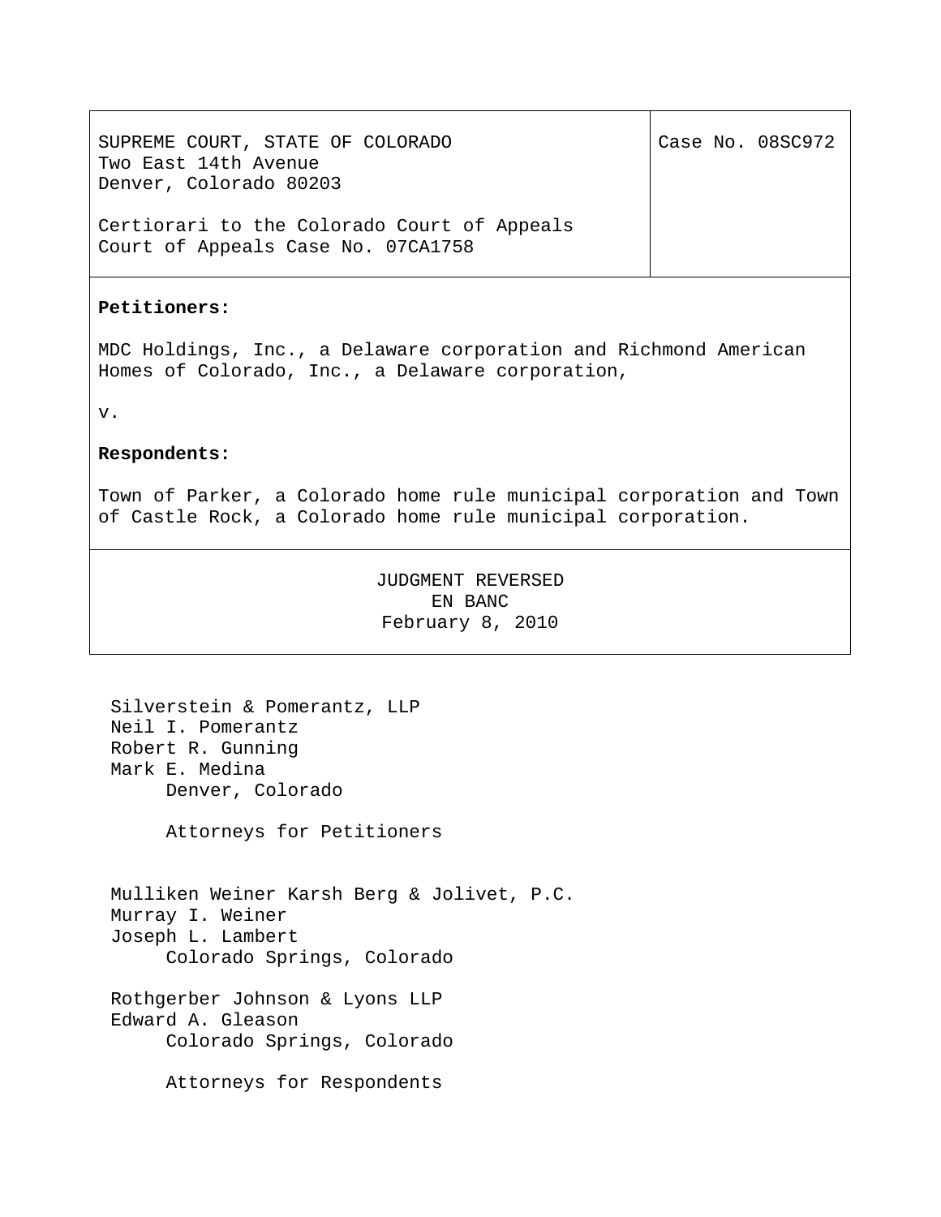SUPREME COURT, STATE OF COLORADO
Two East 14th Avenue
Denver, Colorado 80203

Certiorari to the Colorado Court of Appeals
Court of Appeals Case No. 07CA1758

Case No. 08SC972

**Petitioners:**

MDC Holdings, Inc., a Delaware corporation and Richmond American Homes of Colorado, Inc., a Delaware corporation,

v.

**Respondents:**

Town of Parker, a Colorado home rule municipal corporation and Town of Castle Rock, a Colorado home rule municipal corporation.

JUDGMENT REVERSED
EN BANC
February 8, 2010

Silverstein & Pomerantz, LLP
Neil I. Pomerantz
Robert R. Gunning
Mark E. Medina
Denver, Colorado

Attorneys for Petitioners

Mulliken Weiner Karsh Berg & Jolivet, P.C.
Murray I. Weiner
Joseph L. Lambert
Colorado Springs, Colorado

Rothgerber Johnson & Lyons LLP
Edward A. Gleason
Colorado Springs, Colorado

Attorneys for Respondents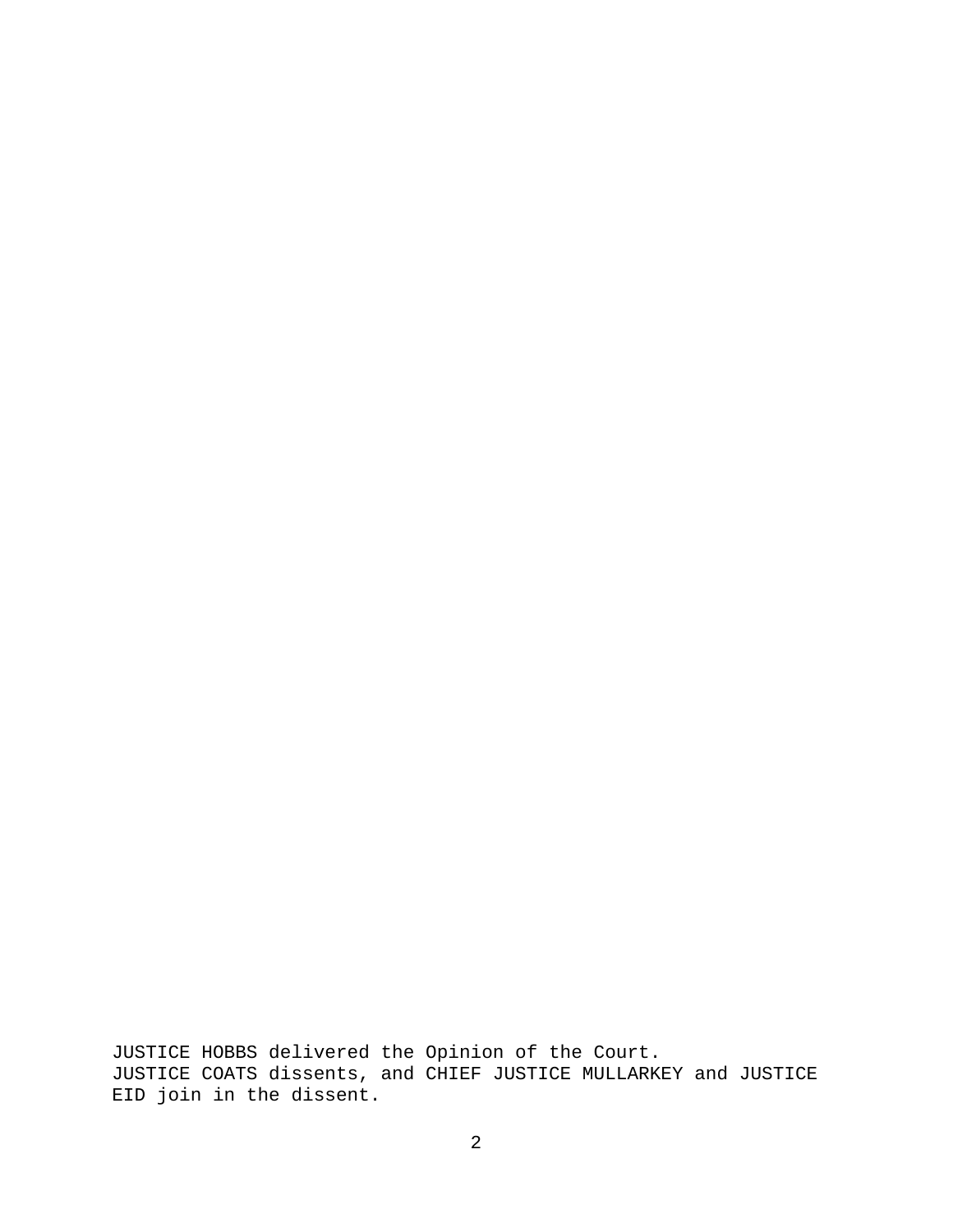JUSTICE HOBBS delivered the Opinion of the Court.
JUSTICE COATS dissents, and CHIEF JUSTICE MULLARKEY and JUSTICE EID join in the dissent.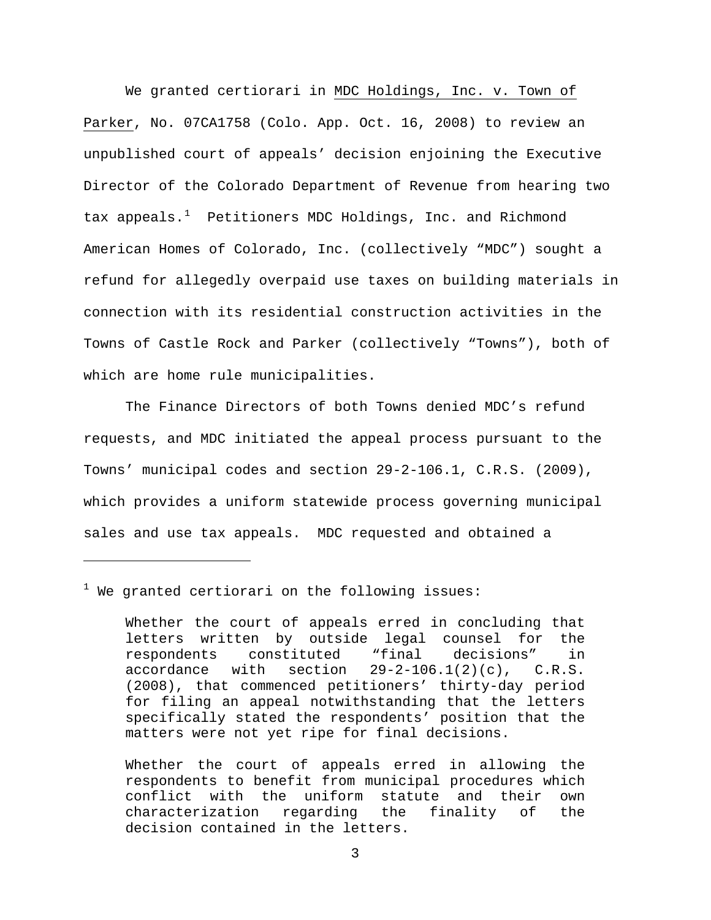We granted certiorari in MDC Holdings, Inc. v. Town of Parker, No. 07CA1758 (Colo. App. Oct. 16, 2008) to review an unpublished court of appeals' decision enjoining the Executive Director of the Colorado Department of Revenue from hearing two tax appeals.[1] Petitioners MDC Holdings, Inc. and Richmond American Homes of Colorado, Inc. (collectively "MDC") sought a refund for allegedly overpaid use taxes on building materials in connection with its residential construction activities in the Towns of Castle Rock and Parker (collectively "Towns"), both of which are home rule municipalities.

The Finance Directors of both Towns denied MDC's refund requests, and MDC initiated the appeal process pursuant to the Towns' municipal codes and section 29-2-106.1, C.R.S. (2009), which provides a uniform statewide process governing municipal sales and use tax appeals. MDC requested and obtained a

---

[1] We granted certiorari on the following issues:

> Whether the court of appeals erred in concluding that letters written by outside legal counsel for the respondents constituted "final decisions" in accordance with section 29-2-106.1(2)(c), C.R.S. (2008), that commenced petitioners' thirty-day period for filing an appeal notwithstanding that the letters specifically stated the respondents' position that the matters were not yet ripe for final decisions.
>
> Whether the court of appeals erred in allowing the respondents to benefit from municipal procedures which conflict with the uniform statute and their own characterization regarding the finality of the decision contained in the letters.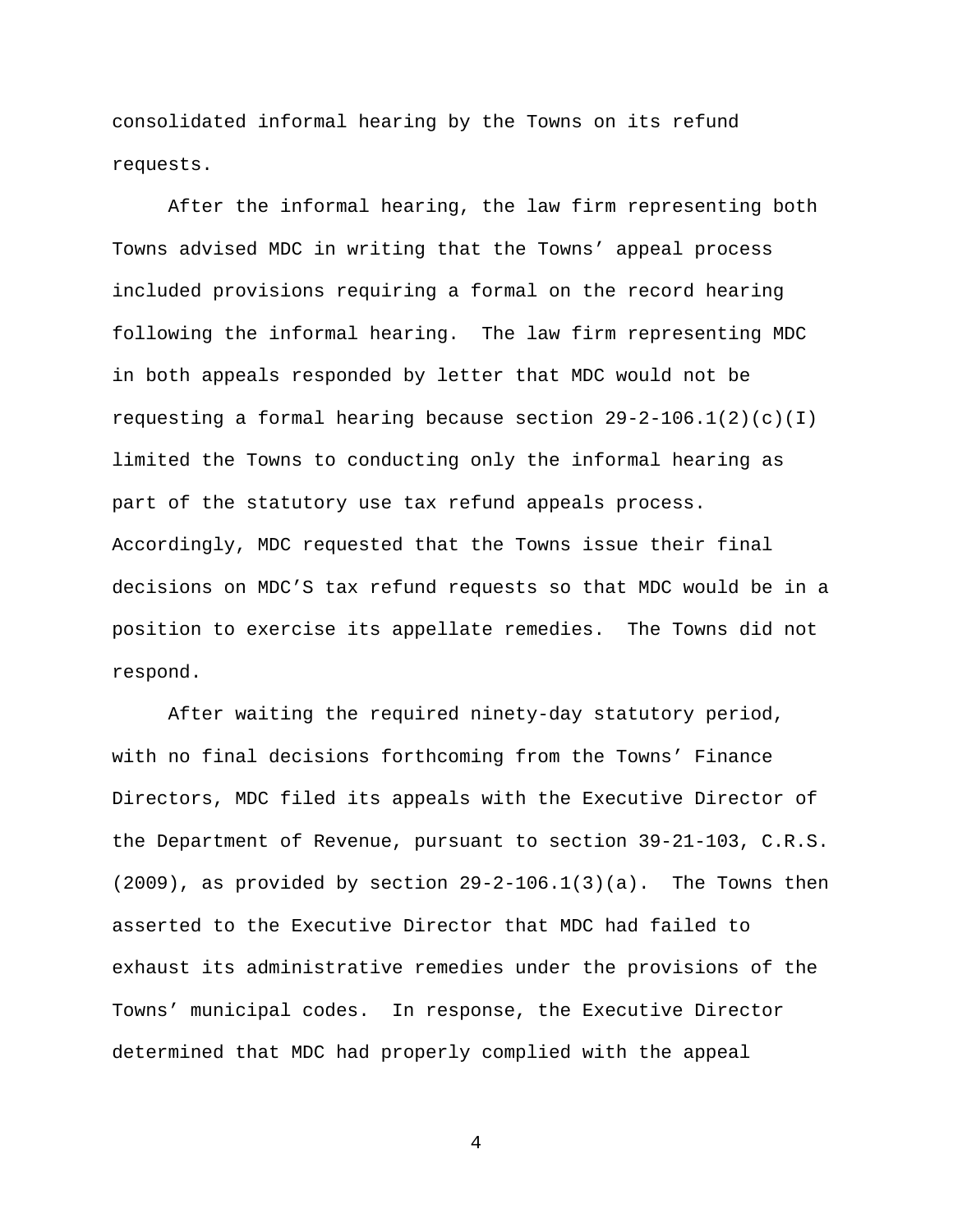consolidated informal hearing by the Towns on its refund requests.

After the informal hearing, the law firm representing both Towns advised MDC in writing that the Towns' appeal process included provisions requiring a formal on the record hearing following the informal hearing. The law firm representing MDC in both appeals responded by letter that MDC would not be requesting a formal hearing because section 29-2-106.1(2)(c)(I) limited the Towns to conducting only the informal hearing as part of the statutory use tax refund appeals process. Accordingly, MDC requested that the Towns issue their final decisions on MDC'S tax refund requests so that MDC would be in a position to exercise its appellate remedies. The Towns did not respond.

After waiting the required ninety-day statutory period, with no final decisions forthcoming from the Towns' Finance Directors, MDC filed its appeals with the Executive Director of the Department of Revenue, pursuant to section 39-21-103, C.R.S. (2009), as provided by section 29-2-106.1(3)(a). The Towns then asserted to the Executive Director that MDC had failed to exhaust its administrative remedies under the provisions of the Towns' municipal codes. In response, the Executive Director determined that MDC had properly complied with the appeal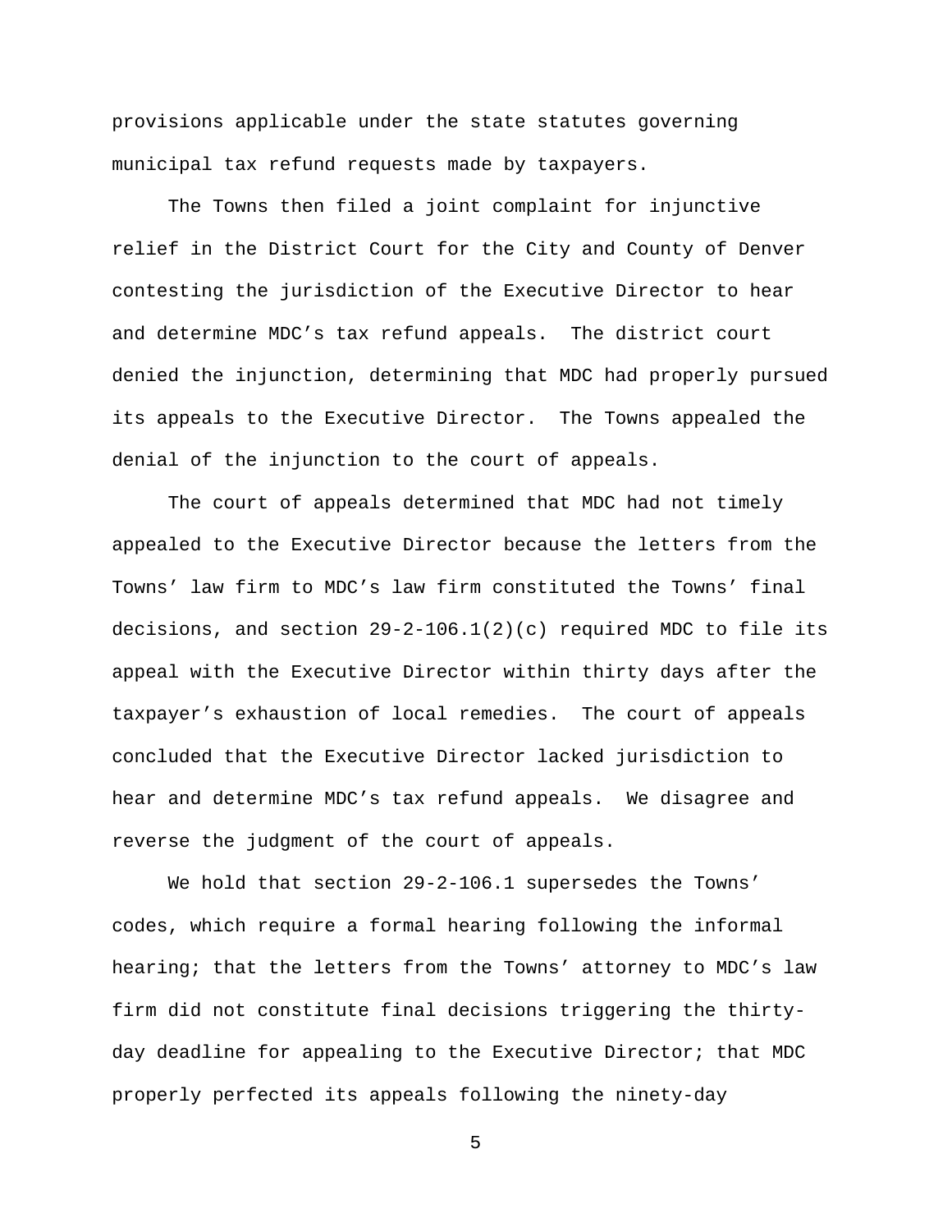provisions applicable under the state statutes governing municipal tax refund requests made by taxpayers.

The Towns then filed a joint complaint for injunctive relief in the District Court for the City and County of Denver contesting the jurisdiction of the Executive Director to hear and determine MDC's tax refund appeals. The district court denied the injunction, determining that MDC had properly pursued its appeals to the Executive Director. The Towns appealed the denial of the injunction to the court of appeals.

The court of appeals determined that MDC had not timely appealed to the Executive Director because the letters from the Towns' law firm to MDC's law firm constituted the Towns' final decisions, and section 29-2-106.1(2)(c) required MDC to file its appeal with the Executive Director within thirty days after the taxpayer's exhaustion of local remedies. The court of appeals concluded that the Executive Director lacked jurisdiction to hear and determine MDC's tax refund appeals. We disagree and reverse the judgment of the court of appeals.

We hold that section 29-2-106.1 supersedes the Towns' codes, which require a formal hearing following the informal hearing; that the letters from the Towns' attorney to MDC's law firm did not constitute final decisions triggering the thirty-day deadline for appealing to the Executive Director; that MDC properly perfected its appeals following the ninety-day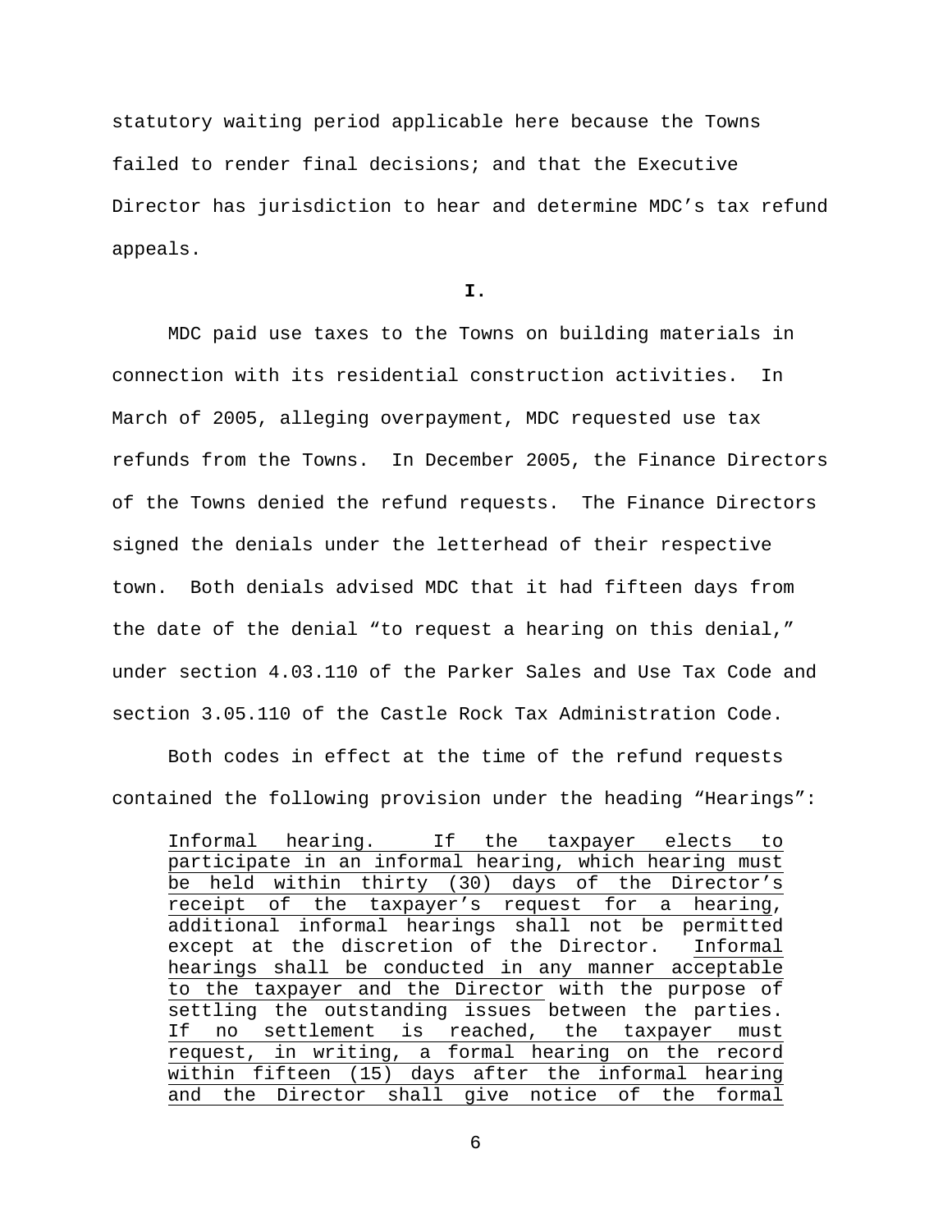statutory waiting period applicable here because the Towns failed to render final decisions; and that the Executive Director has jurisdiction to hear and determine MDC's tax refund appeals.

**I.**

MDC paid use taxes to the Towns on building materials in connection with its residential construction activities. In March of 2005, alleging overpayment, MDC requested use tax refunds from the Towns. In December 2005, the Finance Directors of the Towns denied the refund requests. The Finance Directors signed the denials under the letterhead of their respective town. Both denials advised MDC that it had fifteen days from the date of the denial "to request a hearing on this denial," under section 4.03.110 of the Parker Sales and Use Tax Code and section 3.05.110 of the Castle Rock Tax Administration Code.

Both codes in effect at the time of the refund requests contained the following provision under the heading "Hearings":

> <u>Informal hearing. If the taxpayer elects to participate in an informal hearing, which hearing must be held within thirty (30) days of the Director's receipt of the taxpayer's request for a hearing</u>, additional informal hearings shall not be permitted except at the discretion of the Director. <u>Informal hearings shall be conducted in any manner acceptable to the taxpayer and the Director</u> with the purpose of settling the outstanding issues between the parties. <u>If no settlement is reached, the taxpayer must request, in writing, a formal hearing on the record within fifteen (15) days after the informal hearing and the Director shall give notice of the formal</u>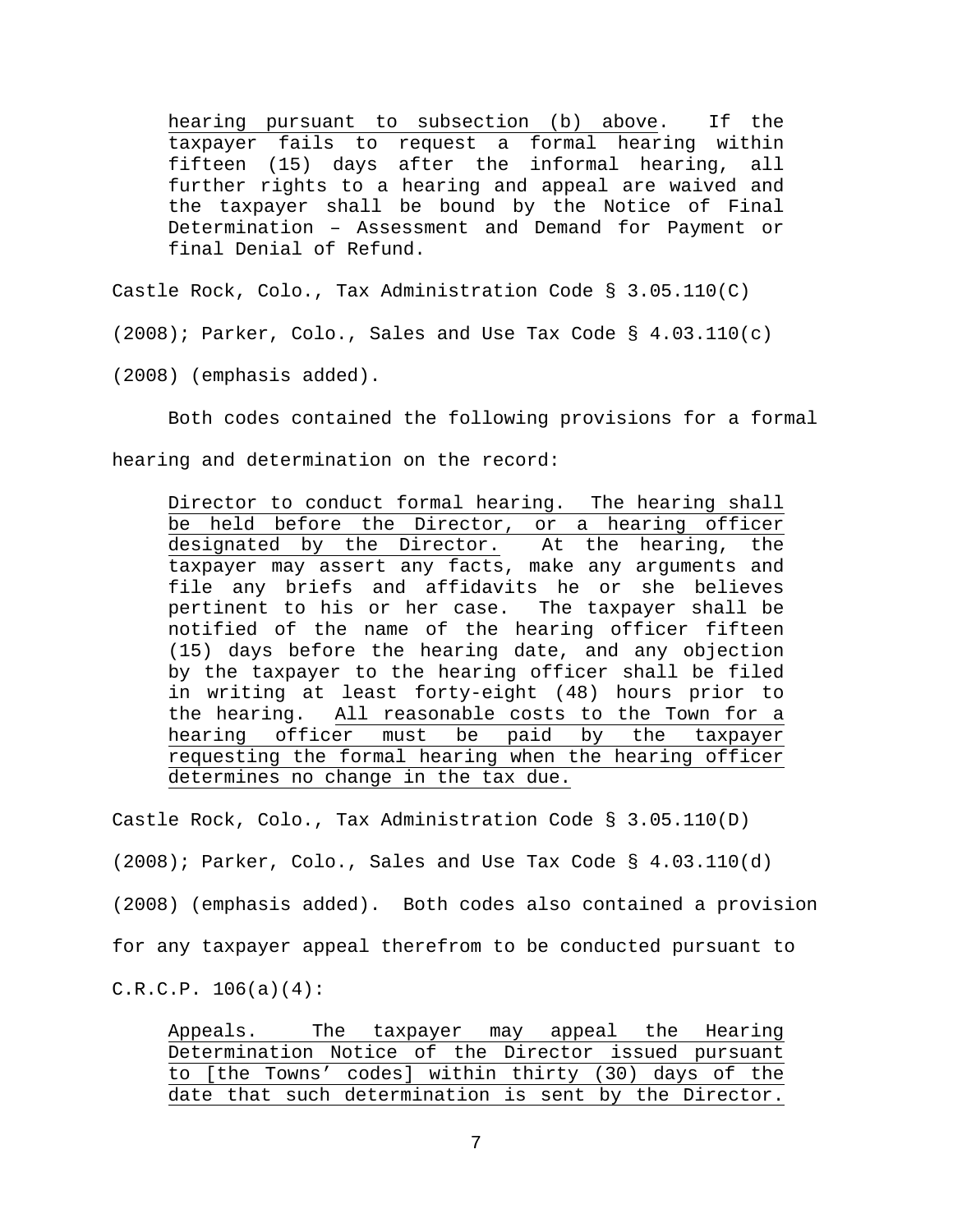> <u>hearing pursuant to subsection (b) above</u>. If the taxpayer fails to request a formal hearing within fifteen (15) days after the informal hearing, all further rights to a hearing and appeal are waived and the taxpayer shall be bound by the Notice of Final Determination – Assessment and Demand for Payment or final Denial of Refund.

Castle Rock, Colo., Tax Administration Code § 3.05.110(C) (2008); Parker, Colo., Sales and Use Tax Code § 4.03.110(c) (2008) (emphasis added).

Both codes contained the following provisions for a formal hearing and determination on the record:

> <u>Director to conduct formal hearing. The hearing shall be held before the Director, or a hearing officer designated by the Director.</u> At the hearing, the taxpayer may assert any facts, make any arguments and file any briefs and affidavits he or she believes pertinent to his or her case. The taxpayer shall be notified of the name of the hearing officer fifteen (15) days before the hearing date, and any objection by the taxpayer to the hearing officer shall be filed in writing at least forty-eight (48) hours prior to the hearing. <u>All reasonable costs to the Town for a hearing officer must be paid by the taxpayer requesting the formal hearing when the hearing officer determines no change in the tax due.</u>

Castle Rock, Colo., Tax Administration Code § 3.05.110(D) (2008); Parker, Colo., Sales and Use Tax Code § 4.03.110(d) (2008) (emphasis added). Both codes also contained a provision for any taxpayer appeal therefrom to be conducted pursuant to C.R.C.P. 106(a)(4):

> <u>Appeals. The taxpayer may appeal the Hearing Determination Notice of the Director issued pursuant to [the Towns' codes] within thirty (30) days of the date that such determination is sent by the Director.</u>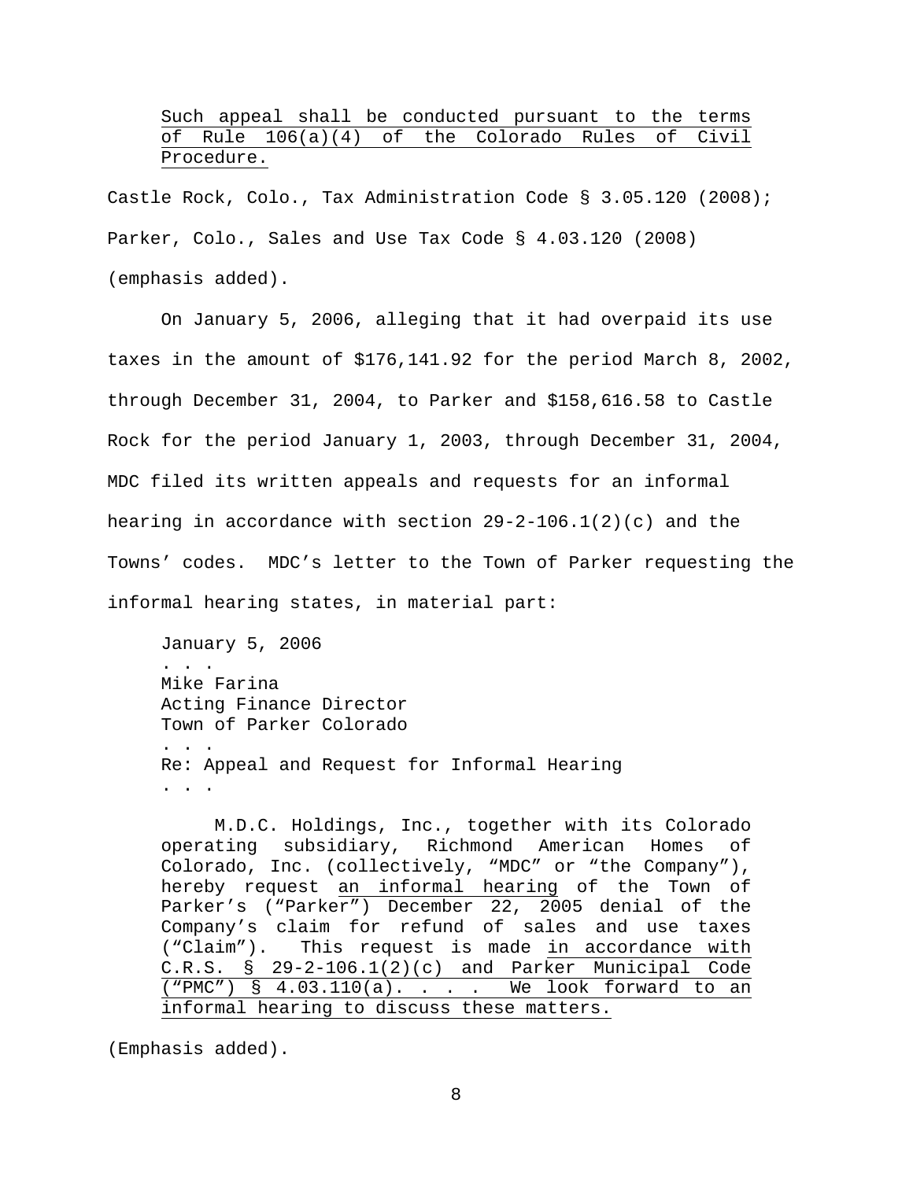> <u>Such appeal shall be conducted pursuant to the terms of Rule 106(a)(4) of the Colorado Rules of Civil Procedure.</u>

Castle Rock, Colo., Tax Administration Code § 3.05.120 (2008); Parker, Colo., Sales and Use Tax Code § 4.03.120 (2008) (emphasis added).

On January 5, 2006, alleging that it had overpaid its use taxes in the amount of $176,141.92 for the period March 8, 2002, through December 31, 2004, to Parker and $158,616.58 to Castle Rock for the period January 1, 2003, through December 31, 2004, MDC filed its written appeals and requests for an informal hearing in accordance with section 29-2-106.1(2)(c) and the Towns' codes. MDC's letter to the Town of Parker requesting the informal hearing states, in material part:

> January 5, 2006
> . . .
> Mike Farina
> Acting Finance Director
> Town of Parker Colorado
> . . .
> Re: Appeal and Request for Informal Hearing
> . . .
>
> M.D.C. Holdings, Inc., together with its Colorado operating subsidiary, Richmond American Homes of Colorado, Inc. (collectively, "MDC" or "the Company"), hereby request <u>an informal hearing</u> of the Town of Parker's ("Parker") December 22, 2005 denial of the Company's claim for refund of sales and use taxes ("Claim"). This request is made <u>in accordance with C.R.S. § 29-2-106.1(2)(c) and Parker Municipal Code ("PMC") § 4.03.110(a). . . . We look forward to an informal hearing to discuss these matters.</u>

(Emphasis added).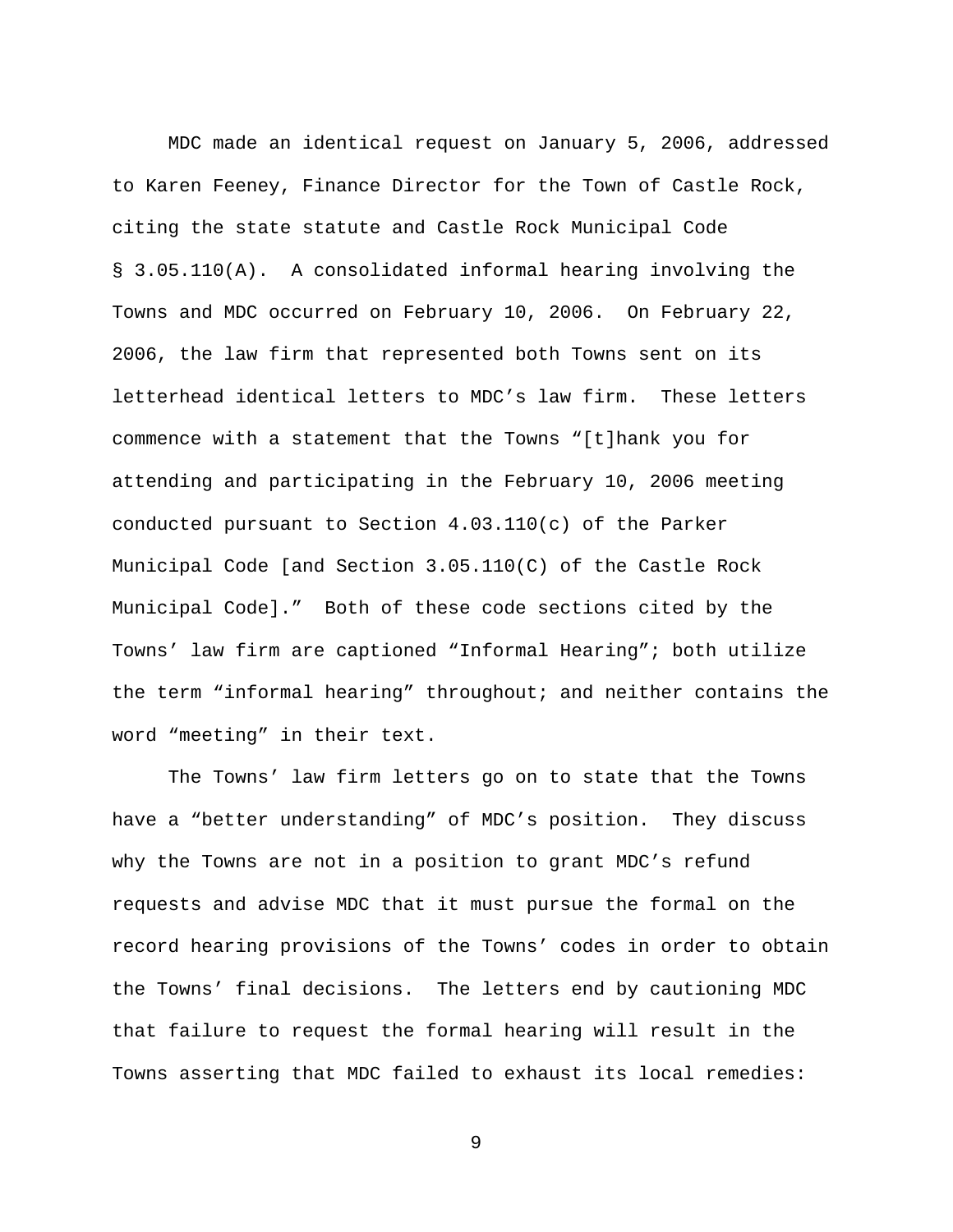MDC made an identical request on January 5, 2006, addressed to Karen Feeney, Finance Director for the Town of Castle Rock, citing the state statute and Castle Rock Municipal Code § 3.05.110(A). A consolidated informal hearing involving the Towns and MDC occurred on February 10, 2006. On February 22, 2006, the law firm that represented both Towns sent on its letterhead identical letters to MDC's law firm. These letters commence with a statement that the Towns "[t]hank you for attending and participating in the February 10, 2006 meeting conducted pursuant to Section 4.03.110(c) of the Parker Municipal Code [and Section 3.05.110(C) of the Castle Rock Municipal Code]." Both of these code sections cited by the Towns' law firm are captioned "Informal Hearing"; both utilize the term "informal hearing" throughout; and neither contains the word "meeting" in their text.

The Towns' law firm letters go on to state that the Towns have a "better understanding" of MDC's position. They discuss why the Towns are not in a position to grant MDC's refund requests and advise MDC that it must pursue the formal on the record hearing provisions of the Towns' codes in order to obtain the Towns' final decisions. The letters end by cautioning MDC that failure to request the formal hearing will result in the Towns asserting that MDC failed to exhaust its local remedies: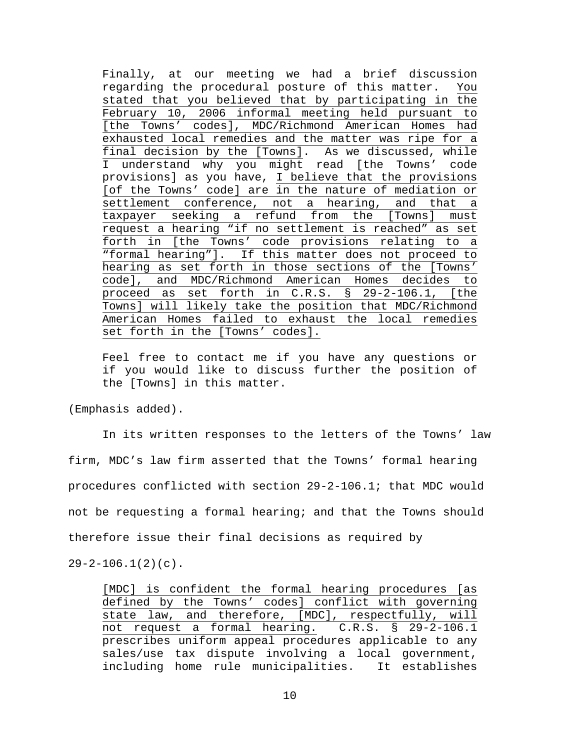> Finally, at our meeting we had a brief discussion regarding the procedural posture of this matter. <u>You stated that you believed that by participating in the February 10, 2006 informal meeting held pursuant to [the Towns' codes], MDC/Richmond American Homes had exhausted local remedies and the matter was ripe for a final decision by the [Towns]</u>. As we discussed, while I understand why you might read [the Towns' code provisions] as you have, <u>I believe that the provisions [of the Towns' code] are in the nature of mediation or settlement conference, not a hearing, and that a taxpayer seeking a refund from the [Towns] must request a hearing "if no settlement is reached" as set forth in [the Towns' code provisions relating to a "formal hearing"]. If this matter does not proceed to hearing as set forth in those sections of the [Towns' code], and MDC/Richmond American Homes decides to proceed as set forth in C.R.S. § 29-2-106.1, [the Towns] will likely take the position that MDC/Richmond American Homes failed to exhaust the local remedies set forth in the [Towns' codes].</u>
>
> Feel free to contact me if you have any questions or if you would like to discuss further the position of the [Towns] in this matter.

(Emphasis added).

In its written responses to the letters of the Towns' law firm, MDC's law firm asserted that the Towns' formal hearing procedures conflicted with section 29-2-106.1; that MDC would not be requesting a formal hearing; and that the Towns should therefore issue their final decisions as required by 29-2-106.1(2)(c).

> <u>[MDC] is confident the formal hearing procedures [as defined by the Towns' codes] conflict with governing state law, and therefore, [MDC], respectfully, will not request a formal hearing.</u> C.R.S. § 29-2-106.1 prescribes uniform appeal procedures applicable to any sales/use tax dispute involving a local government, including home rule municipalities. It establishes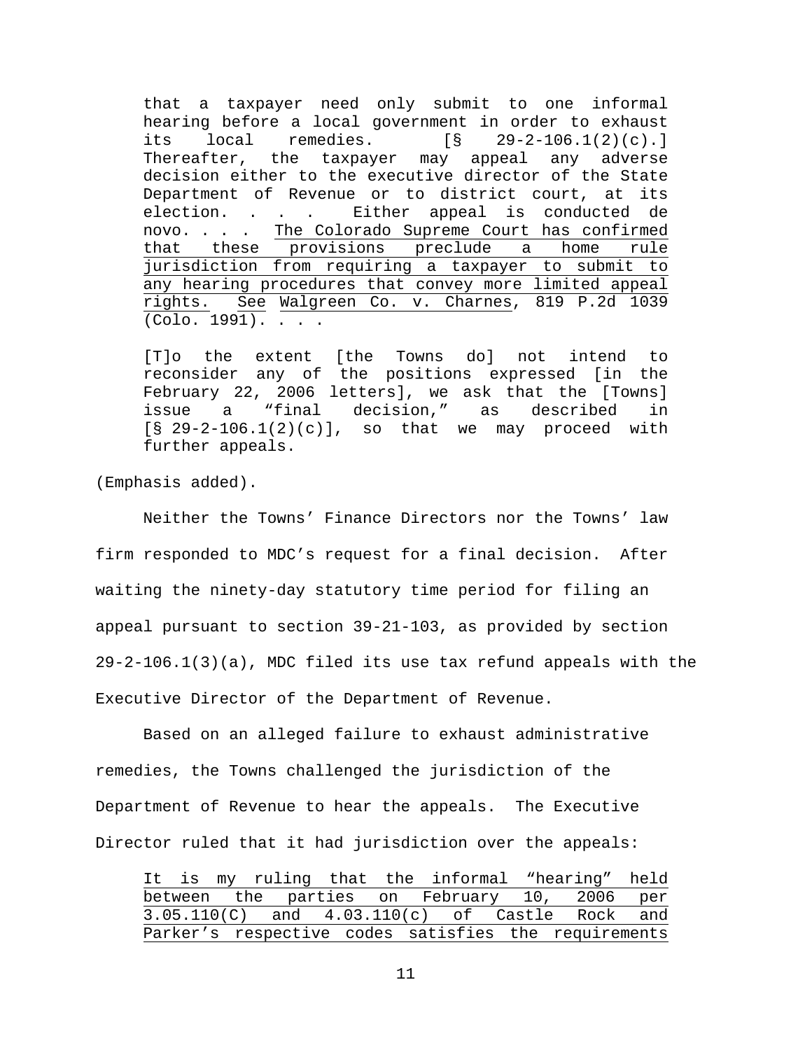> that a taxpayer need only submit to one informal hearing before a local government in order to exhaust its local remedies. [§ 29-2-106.1(2)(c).] Thereafter, the taxpayer may appeal any adverse decision either to the executive director of the State Department of Revenue or to district court, at its election. . . . Either appeal is conducted de novo. . . . <u>The Colorado Supreme Court has confirmed that these provisions preclude a home rule jurisdiction from requiring a taxpayer to submit to any hearing procedures that convey more limited appeal rights.</u> <u>See</u> <u>Walgreen Co. v. Charnes</u>, 819 P.2d 1039 (Colo. 1991). . . .
>
> [T]o the extent [the Towns do] not intend to reconsider any of the positions expressed [in the February 22, 2006 letters], we ask that the [Towns] issue a "final decision," as described in [§ 29-2-106.1(2)(c)], so that we may proceed with further appeals.

(Emphasis added).

Neither the Towns' Finance Directors nor the Towns' law firm responded to MDC's request for a final decision. After waiting the ninety-day statutory time period for filing an appeal pursuant to section 39-21-103, as provided by section 29-2-106.1(3)(a), MDC filed its use tax refund appeals with the Executive Director of the Department of Revenue.

Based on an alleged failure to exhaust administrative remedies, the Towns challenged the jurisdiction of the Department of Revenue to hear the appeals. The Executive Director ruled that it had jurisdiction over the appeals:

> <u>It is my ruling that the informal "hearing" held between the parties on February 10, 2006 per 3.05.110(C) and 4.03.110(c) of Castle Rock and Parker's respective codes satisfies the requirements</u>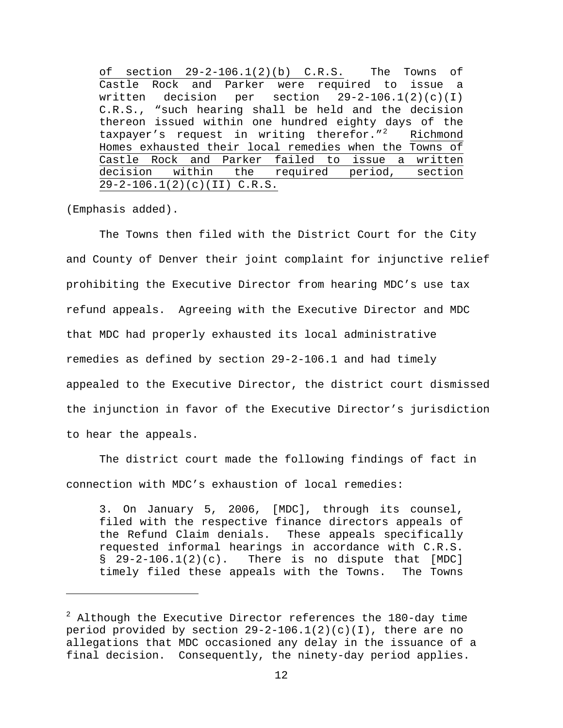> <u>of section 29-2-106.1(2)(b) C.R.S.</u> The Towns of Castle Rock and Parker were required to issue a written decision per section 29-2-106.1(2)(c)(I) C.R.S., "such hearing shall be held and the decision thereon issued within one hundred eighty days of the taxpayer's request in writing therefor."[2] <u>Richmond Homes exhausted their local remedies when the Towns of Castle Rock and Parker failed to issue a written decision within the required period, section 29-2-106.1(2)(c)(II) C.R.S.</u>

(Emphasis added).

The Towns then filed with the District Court for the City and County of Denver their joint complaint for injunctive relief prohibiting the Executive Director from hearing MDC's use tax refund appeals. Agreeing with the Executive Director and MDC that MDC had properly exhausted its local administrative remedies as defined by section 29-2-106.1 and had timely appealed to the Executive Director, the district court dismissed the injunction in favor of the Executive Director's jurisdiction to hear the appeals.

The district court made the following findings of fact in connection with MDC's exhaustion of local remedies:

> 3. On January 5, 2006, [MDC], through its counsel, filed with the respective finance directors appeals of the Refund Claim denials. These appeals specifically requested informal hearings in accordance with C.R.S. § 29-2-106.1(2)(c). There is no dispute that [MDC] timely filed these appeals with the Towns. The Towns

---

[2] Although the Executive Director references the 180-day time period provided by section 29-2-106.1(2)(c)(I), there are no allegations that MDC occasioned any delay in the issuance of a final decision. Consequently, the ninety-day period applies.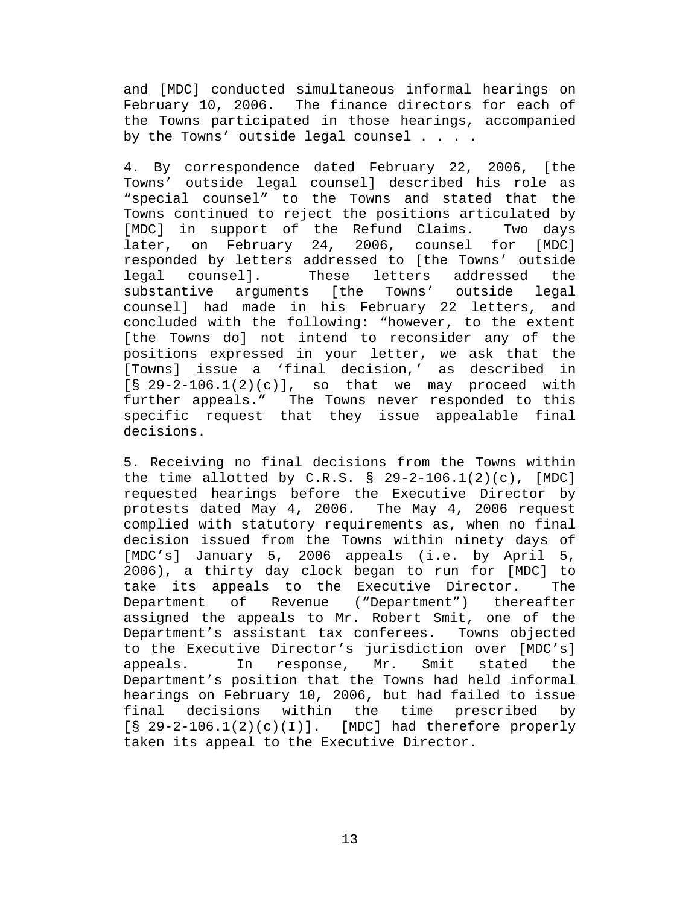and [MDC] conducted simultaneous informal hearings on February 10, 2006. The finance directors for each of the Towns participated in those hearings, accompanied by the Towns' outside legal counsel . . . .

4. By correspondence dated February 22, 2006, [the Towns' outside legal counsel] described his role as "special counsel" to the Towns and stated that the Towns continued to reject the positions articulated by [MDC] in support of the Refund Claims. Two days later, on February 24, 2006, counsel for [MDC] responded by letters addressed to [the Towns' outside legal counsel]. These letters addressed the substantive arguments [the Towns' outside legal counsel] had made in his February 22 letters, and concluded with the following: "however, to the extent [the Towns do] not intend to reconsider any of the positions expressed in your letter, we ask that the [Towns] issue a 'final decision,' as described in [§ 29-2-106.1(2)(c)], so that we may proceed with further appeals." The Towns never responded to this specific request that they issue appealable final decisions.

5. Receiving no final decisions from the Towns within the time allotted by C.R.S. § 29-2-106.1(2)(c), [MDC] requested hearings before the Executive Director by protests dated May 4, 2006. The May 4, 2006 request complied with statutory requirements as, when no final decision issued from the Towns within ninety days of [MDC's] January 5, 2006 appeals (i.e. by April 5, 2006), a thirty day clock began to run for [MDC] to take its appeals to the Executive Director. The Department of Revenue ("Department") thereafter assigned the appeals to Mr. Robert Smit, one of the Department's assistant tax conferees. Towns objected to the Executive Director's jurisdiction over [MDC's] appeals. In response, Mr. Smit stated the Department's position that the Towns had held informal hearings on February 10, 2006, but had failed to issue final decisions within the time prescribed by [§ 29-2-106.1(2)(c)(I)]. [MDC] had therefore properly taken its appeal to the Executive Director.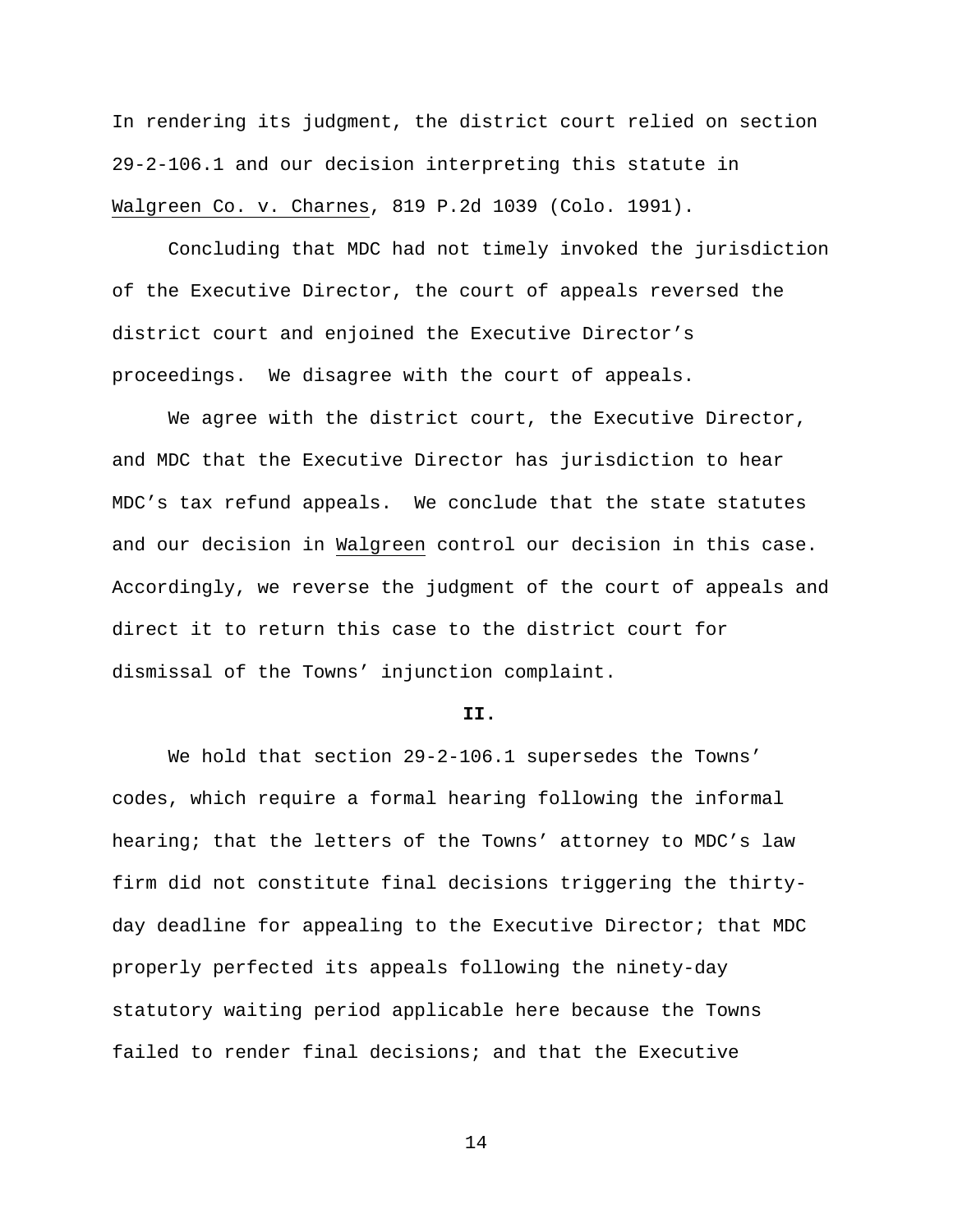In rendering its judgment, the district court relied on section 29-2-106.1 and our decision interpreting this statute in Walgreen Co. v. Charnes, 819 P.2d 1039 (Colo. 1991).

Concluding that MDC had not timely invoked the jurisdiction of the Executive Director, the court of appeals reversed the district court and enjoined the Executive Director's proceedings. We disagree with the court of appeals.

We agree with the district court, the Executive Director, and MDC that the Executive Director has jurisdiction to hear MDC's tax refund appeals. We conclude that the state statutes and our decision in Walgreen control our decision in this case. Accordingly, we reverse the judgment of the court of appeals and direct it to return this case to the district court for dismissal of the Towns' injunction complaint.

## II.

We hold that section 29-2-106.1 supersedes the Towns' codes, which require a formal hearing following the informal hearing; that the letters of the Towns' attorney to MDC's law firm did not constitute final decisions triggering the thirty-day deadline for appealing to the Executive Director; that MDC properly perfected its appeals following the ninety-day statutory waiting period applicable here because the Towns failed to render final decisions; and that the Executive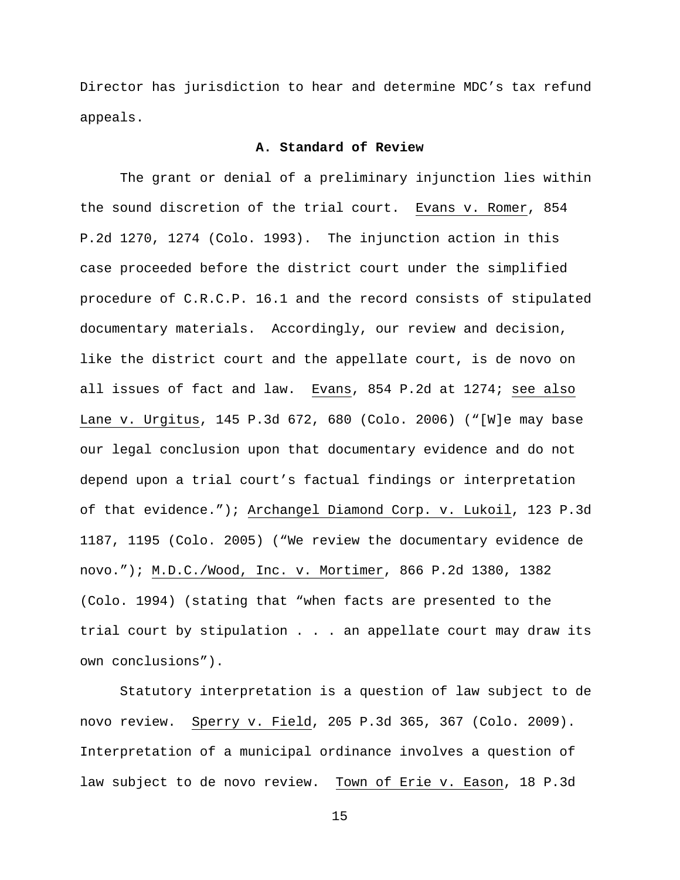Director has jurisdiction to hear and determine MDC's tax refund appeals.

### A. Standard of Review

The grant or denial of a preliminary injunction lies within the sound discretion of the trial court. Evans v. Romer, 854 P.2d 1270, 1274 (Colo. 1993). The injunction action in this case proceeded before the district court under the simplified procedure of C.R.C.P. 16.1 and the record consists of stipulated documentary materials. Accordingly, our review and decision, like the district court and the appellate court, is de novo on all issues of fact and law. Evans, 854 P.2d at 1274; see also Lane v. Urgitus, 145 P.3d 672, 680 (Colo. 2006) ("[W]e may base our legal conclusion upon that documentary evidence and do not depend upon a trial court's factual findings or interpretation of that evidence."); Archangel Diamond Corp. v. Lukoil, 123 P.3d 1187, 1195 (Colo. 2005) ("We review the documentary evidence de novo."); M.D.C./Wood, Inc. v. Mortimer, 866 P.2d 1380, 1382 (Colo. 1994) (stating that "when facts are presented to the trial court by stipulation . . . an appellate court may draw its own conclusions").

Statutory interpretation is a question of law subject to de novo review. Sperry v. Field, 205 P.3d 365, 367 (Colo. 2009). Interpretation of a municipal ordinance involves a question of law subject to de novo review. Town of Erie v. Eason, 18 P.3d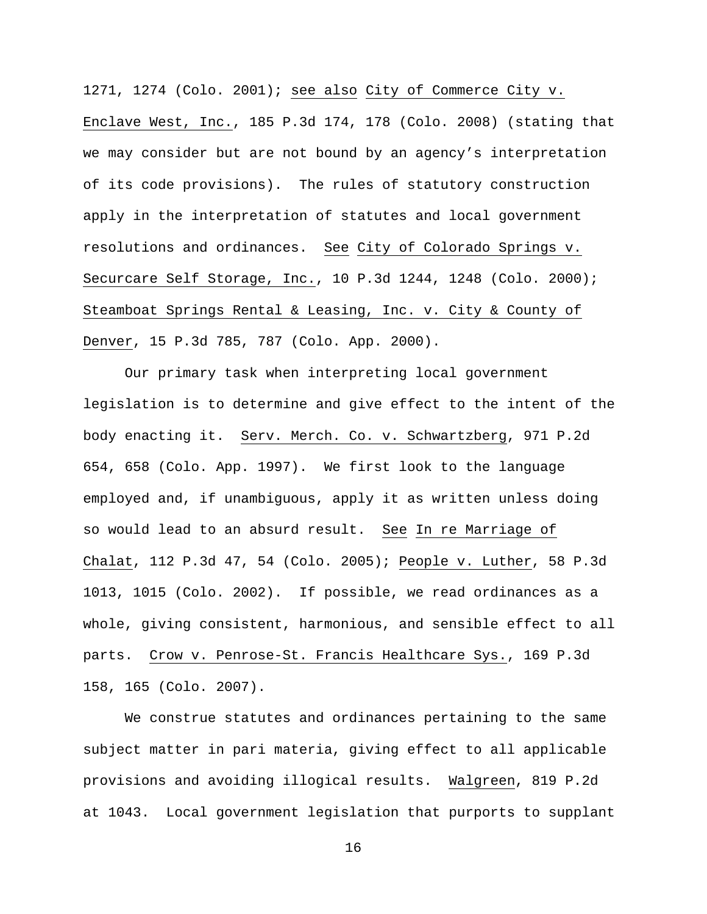1271, 1274 (Colo. 2001); see also City of Commerce City v. Enclave West, Inc., 185 P.3d 174, 178 (Colo. 2008) (stating that we may consider but are not bound by an agency's interpretation of its code provisions). The rules of statutory construction apply in the interpretation of statutes and local government resolutions and ordinances. See City of Colorado Springs v. Securcare Self Storage, Inc., 10 P.3d 1244, 1248 (Colo. 2000); Steamboat Springs Rental & Leasing, Inc. v. City & County of Denver, 15 P.3d 785, 787 (Colo. App. 2000).

Our primary task when interpreting local government legislation is to determine and give effect to the intent of the body enacting it. Serv. Merch. Co. v. Schwartzberg, 971 P.2d 654, 658 (Colo. App. 1997). We first look to the language employed and, if unambiguous, apply it as written unless doing so would lead to an absurd result. See In re Marriage of Chalat, 112 P.3d 47, 54 (Colo. 2005); People v. Luther, 58 P.3d 1013, 1015 (Colo. 2002). If possible, we read ordinances as a whole, giving consistent, harmonious, and sensible effect to all parts. Crow v. Penrose-St. Francis Healthcare Sys., 169 P.3d 158, 165 (Colo. 2007).

We construe statutes and ordinances pertaining to the same subject matter in pari materia, giving effect to all applicable provisions and avoiding illogical results. Walgreen, 819 P.2d at 1043. Local government legislation that purports to supplant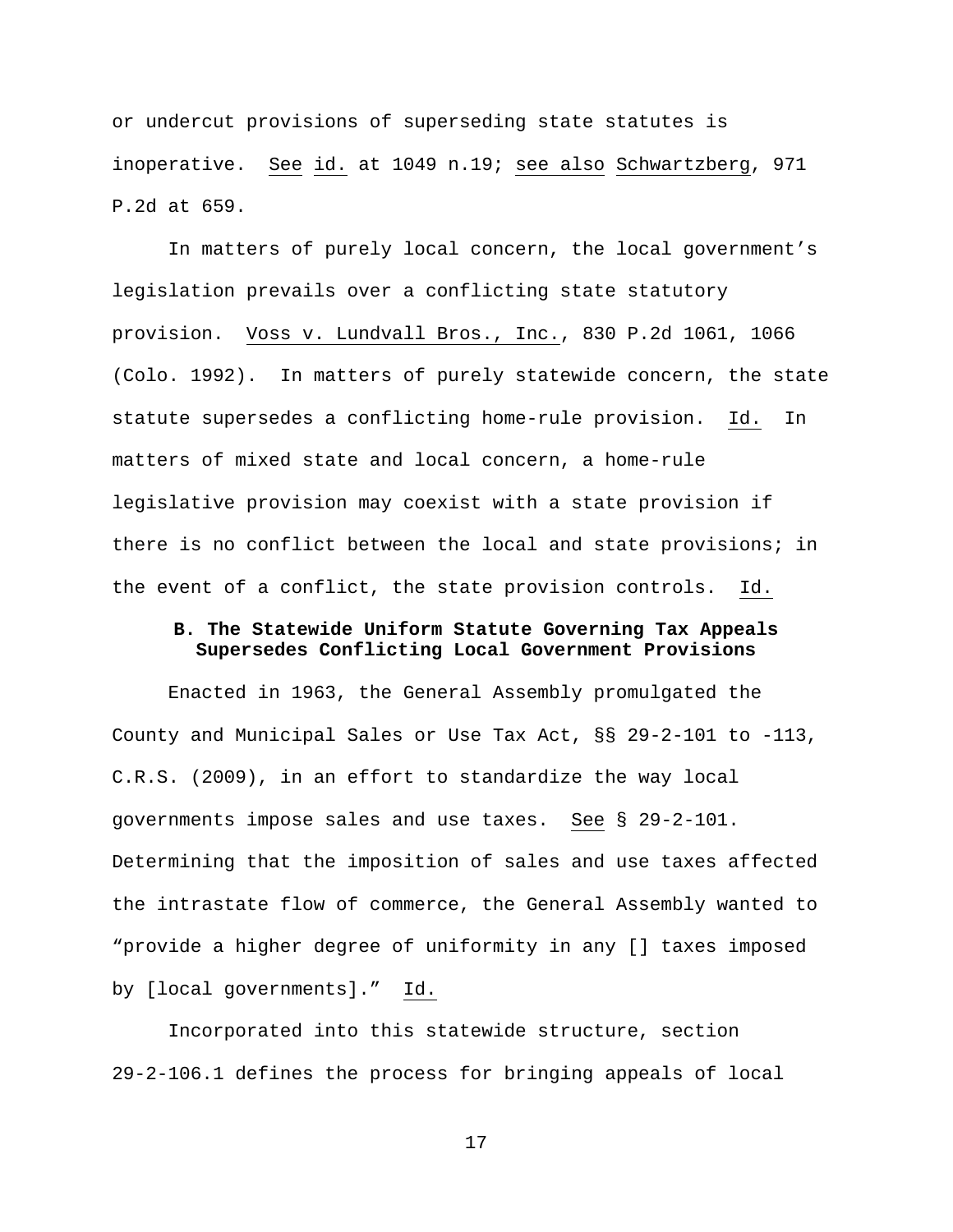or undercut provisions of superseding state statutes is inoperative. See id. at 1049 n.19; see also Schwartzberg, 971 P.2d at 659.

In matters of purely local concern, the local government's legislation prevails over a conflicting state statutory provision. Voss v. Lundvall Bros., Inc., 830 P.2d 1061, 1066 (Colo. 1992). In matters of purely statewide concern, the state statute supersedes a conflicting home-rule provision. Id. In matters of mixed state and local concern, a home-rule legislative provision may coexist with a state provision if there is no conflict between the local and state provisions; in the event of a conflict, the state provision controls. Id.

### B. The Statewide Uniform Statute Governing Tax Appeals Supersedes Conflicting Local Government Provisions

Enacted in 1963, the General Assembly promulgated the County and Municipal Sales or Use Tax Act, §§ 29-2-101 to -113, C.R.S. (2009), in an effort to standardize the way local governments impose sales and use taxes. See § 29-2-101. Determining that the imposition of sales and use taxes affected the intrastate flow of commerce, the General Assembly wanted to "provide a higher degree of uniformity in any [] taxes imposed by [local governments]." Id.

Incorporated into this statewide structure, section 29-2-106.1 defines the process for bringing appeals of local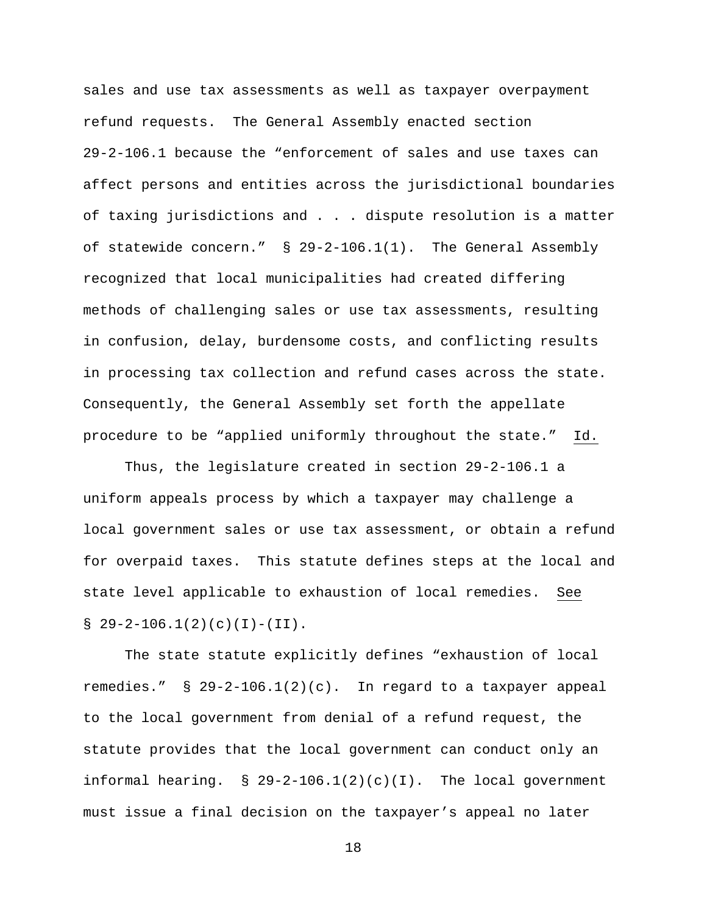sales and use tax assessments as well as taxpayer overpayment refund requests. The General Assembly enacted section 29-2-106.1 because the "enforcement of sales and use taxes can affect persons and entities across the jurisdictional boundaries of taxing jurisdictions and . . . dispute resolution is a matter of statewide concern." § 29-2-106.1(1). The General Assembly recognized that local municipalities had created differing methods of challenging sales or use tax assessments, resulting in confusion, delay, burdensome costs, and conflicting results in processing tax collection and refund cases across the state. Consequently, the General Assembly set forth the appellate procedure to be "applied uniformly throughout the state." Id.

Thus, the legislature created in section 29-2-106.1 a uniform appeals process by which a taxpayer may challenge a local government sales or use tax assessment, or obtain a refund for overpaid taxes. This statute defines steps at the local and state level applicable to exhaustion of local remedies. See § 29-2-106.1(2)(c)(I)-(II).

The state statute explicitly defines "exhaustion of local remedies." § 29-2-106.1(2)(c). In regard to a taxpayer appeal to the local government from denial of a refund request, the statute provides that the local government can conduct only an informal hearing. § 29-2-106.1(2)(c)(I). The local government must issue a final decision on the taxpayer's appeal no later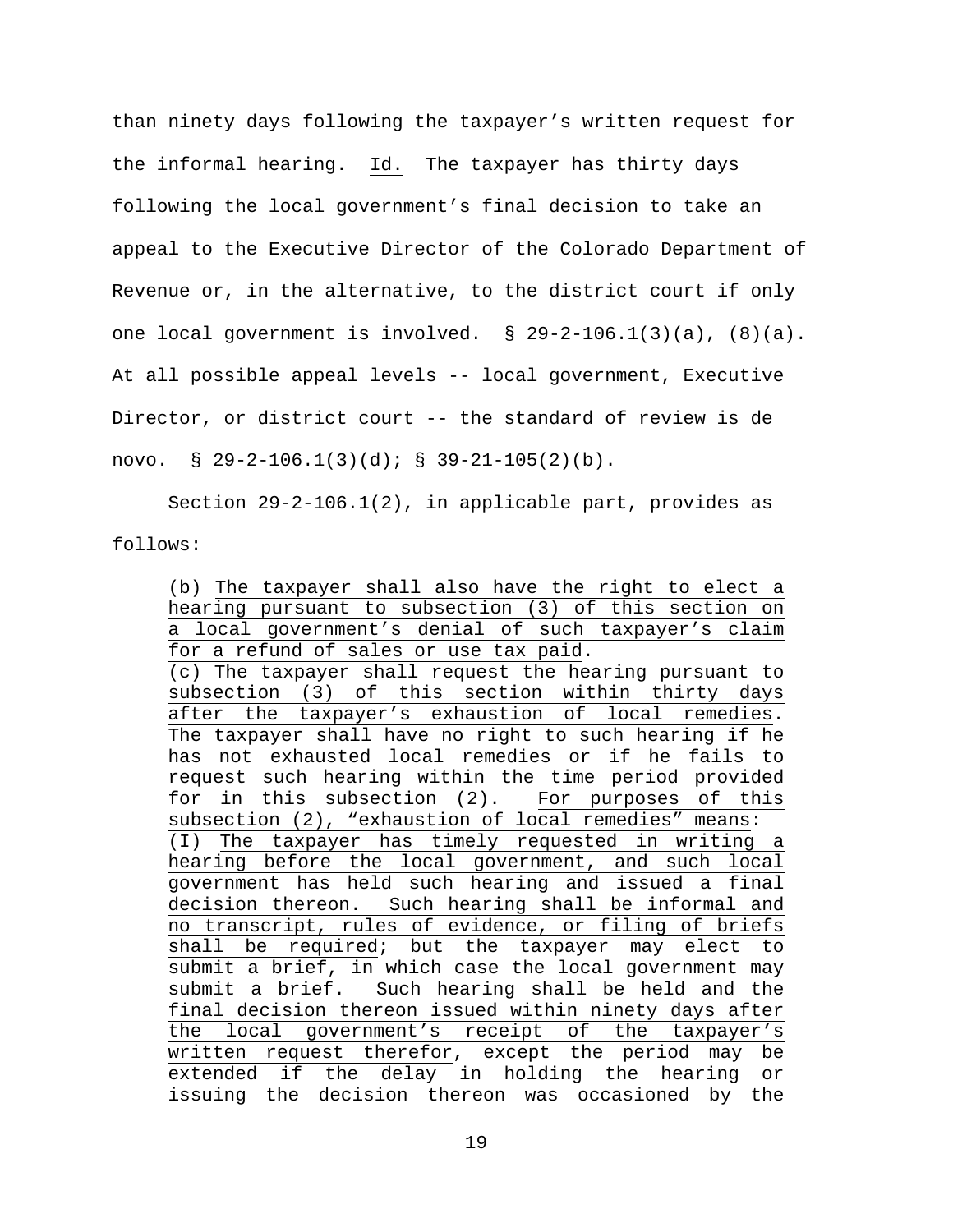than ninety days following the taxpayer's written request for the informal hearing. Id. The taxpayer has thirty days following the local government's final decision to take an appeal to the Executive Director of the Colorado Department of Revenue or, in the alternative, to the district court if only one local government is involved. § 29-2-106.1(3)(a), (8)(a). At all possible appeal levels -- local government, Executive Director, or district court -- the standard of review is de novo. § 29-2-106.1(3)(d); § 39-21-105(2)(b).

Section 29-2-106.1(2), in applicable part, provides as follows:

> (b) The taxpayer shall also have the right to elect a hearing pursuant to subsection (3) of this section on a local government's denial of such taxpayer's claim for a refund of sales or use tax paid.
> (c) The taxpayer shall request the hearing pursuant to subsection (3) of this section within thirty days after the taxpayer's exhaustion of local remedies. The taxpayer shall have no right to such hearing if he has not exhausted local remedies or if he fails to request such hearing within the time period provided for in this subsection (2). For purposes of this subsection (2), "exhaustion of local remedies" means:
> (I) The taxpayer has timely requested in writing a hearing before the local government, and such local government has held such hearing and issued a final decision thereon. Such hearing shall be informal and no transcript, rules of evidence, or filing of briefs shall be required; but the taxpayer may elect to submit a brief, in which case the local government may submit a brief. Such hearing shall be held and the final decision thereon issued within ninety days after the local government's receipt of the taxpayer's written request therefor, except the period may be extended if the delay in holding the hearing or issuing the decision thereon was occasioned by the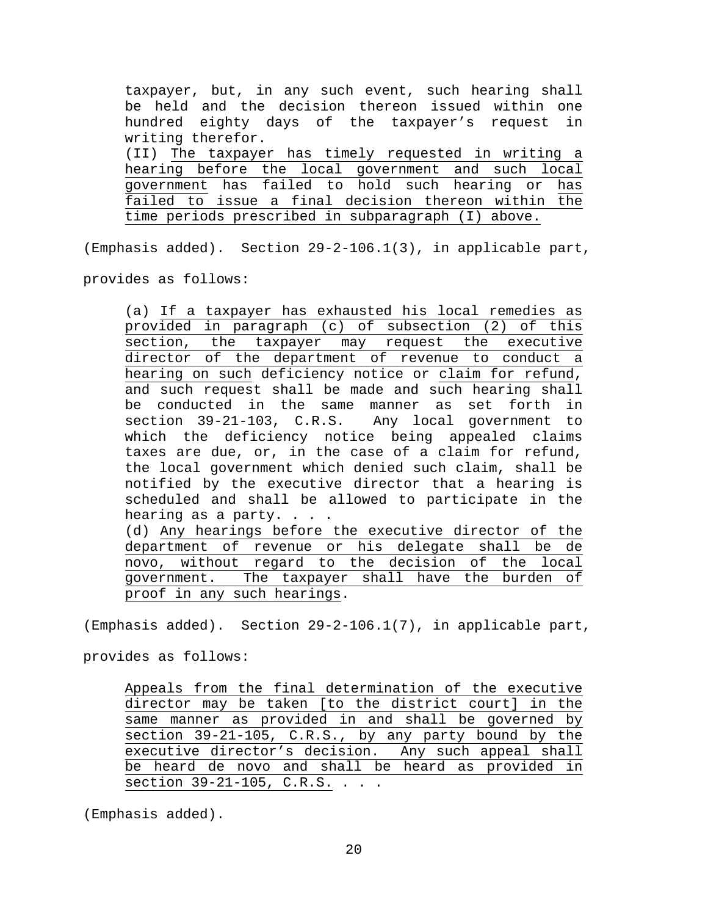> taxpayer, but, in any such event, such hearing shall be held and the decision thereon issued within one hundred eighty days of the taxpayer's request in writing therefor.
>
> (II) <u>The taxpayer has timely requested in writing a hearing before the local government and such local government</u> has failed to hold such hearing or <u>has failed to issue a final decision thereon within the time periods prescribed in subparagraph (I) above.</u>

(Emphasis added). Section 29-2-106.1(3), in applicable part, provides as follows:

> (a) <u>If a taxpayer has exhausted his local remedies as provided in paragraph (c) of subsection (2) of this section, the taxpayer may request the executive director of the department of revenue to conduct a hearing on such</u> deficiency notice or <u>claim for refund</u>, and such request shall be made and such hearing shall be conducted in the same manner as set forth in section 39-21-103, C.R.S. Any local government to which the deficiency notice being appealed claims taxes are due, or, in the case of a claim for refund, the local government which denied such claim, shall be notified by the executive director that a hearing is scheduled and shall be allowed to participate in the hearing as a party. . . .
>
> (d) <u>Any hearings before the executive director of the department of revenue or his delegate shall be de novo, without regard to the decision of the local government. The taxpayer shall have the burden of proof in any such hearings</u>.

(Emphasis added). Section 29-2-106.1(7), in applicable part, provides as follows:

> <u>Appeals from the final determination of the executive director may be taken [to the district court] in the same manner as provided in and shall be governed by section 39-21-105, C.R.S., by any party bound by the executive director's decision. Any such appeal shall be heard de novo and shall be heard as provided in section 39-21-105, C.R.S.</u> . . .

(Emphasis added).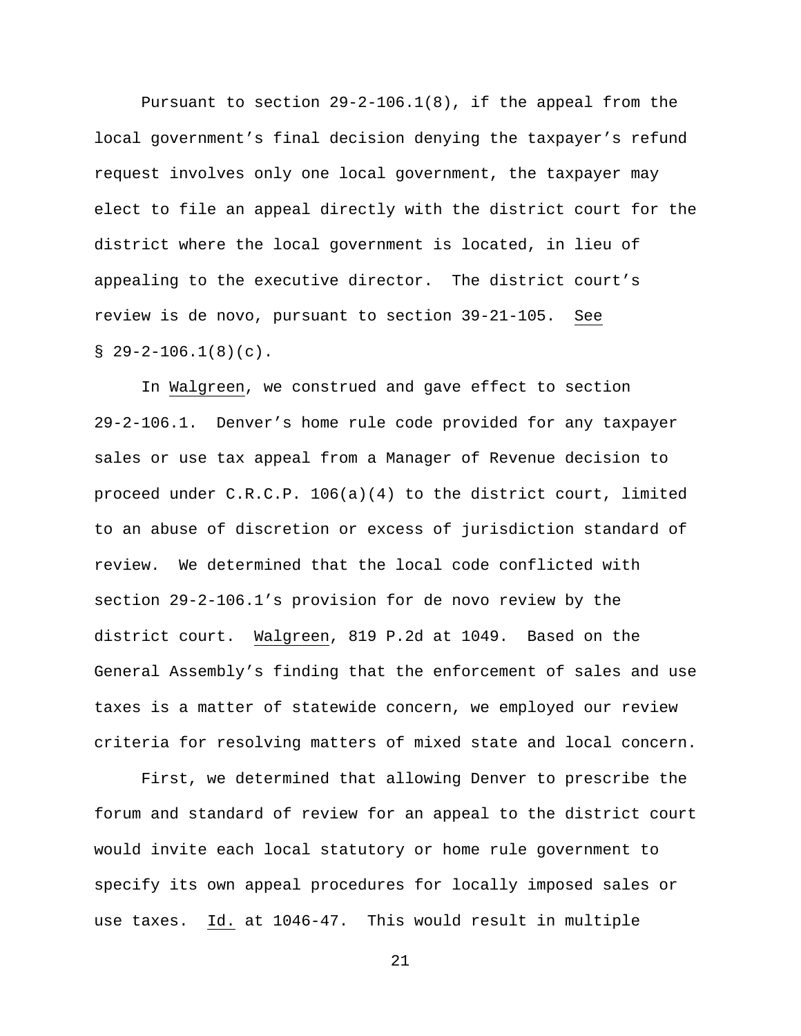Pursuant to section 29-2-106.1(8), if the appeal from the local government's final decision denying the taxpayer's refund request involves only one local government, the taxpayer may elect to file an appeal directly with the district court for the district where the local government is located, in lieu of appealing to the executive director. The district court's review is de novo, pursuant to section 39-21-105. See § 29-2-106.1(8)(c).

In Walgreen, we construed and gave effect to section 29-2-106.1. Denver's home rule code provided for any taxpayer sales or use tax appeal from a Manager of Revenue decision to proceed under C.R.C.P. 106(a)(4) to the district court, limited to an abuse of discretion or excess of jurisdiction standard of review. We determined that the local code conflicted with section 29-2-106.1's provision for de novo review by the district court. Walgreen, 819 P.2d at 1049. Based on the General Assembly's finding that the enforcement of sales and use taxes is a matter of statewide concern, we employed our review criteria for resolving matters of mixed state and local concern.

First, we determined that allowing Denver to prescribe the forum and standard of review for an appeal to the district court would invite each local statutory or home rule government to specify its own appeal procedures for locally imposed sales or use taxes. Id. at 1046-47. This would result in multiple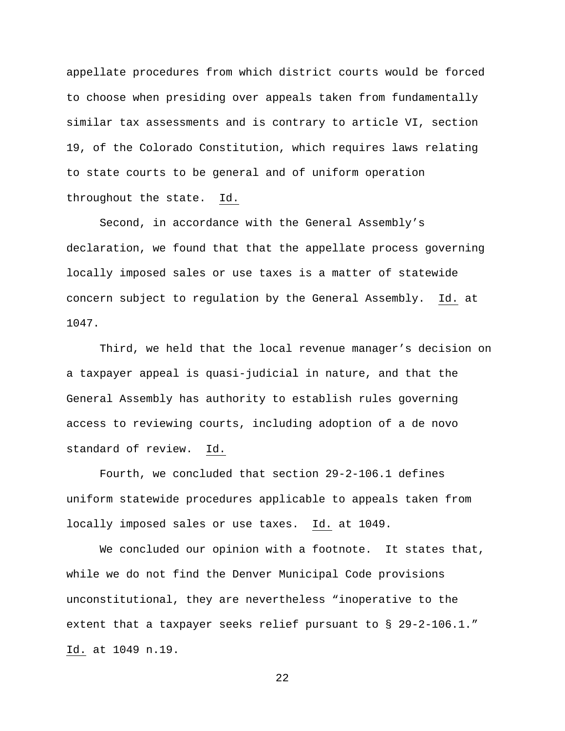appellate procedures from which district courts would be forced to choose when presiding over appeals taken from fundamentally similar tax assessments and is contrary to article VI, section 19, of the Colorado Constitution, which requires laws relating to state courts to be general and of uniform operation throughout the state. Id.

Second, in accordance with the General Assembly's declaration, we found that that the appellate process governing locally imposed sales or use taxes is a matter of statewide concern subject to regulation by the General Assembly. Id. at 1047.

Third, we held that the local revenue manager's decision on a taxpayer appeal is quasi-judicial in nature, and that the General Assembly has authority to establish rules governing access to reviewing courts, including adoption of a de novo standard of review. Id.

Fourth, we concluded that section 29-2-106.1 defines uniform statewide procedures applicable to appeals taken from locally imposed sales or use taxes. Id. at 1049.

We concluded our opinion with a footnote. It states that, while we do not find the Denver Municipal Code provisions unconstitutional, they are nevertheless "inoperative to the extent that a taxpayer seeks relief pursuant to § 29-2-106.1." Id. at 1049 n.19.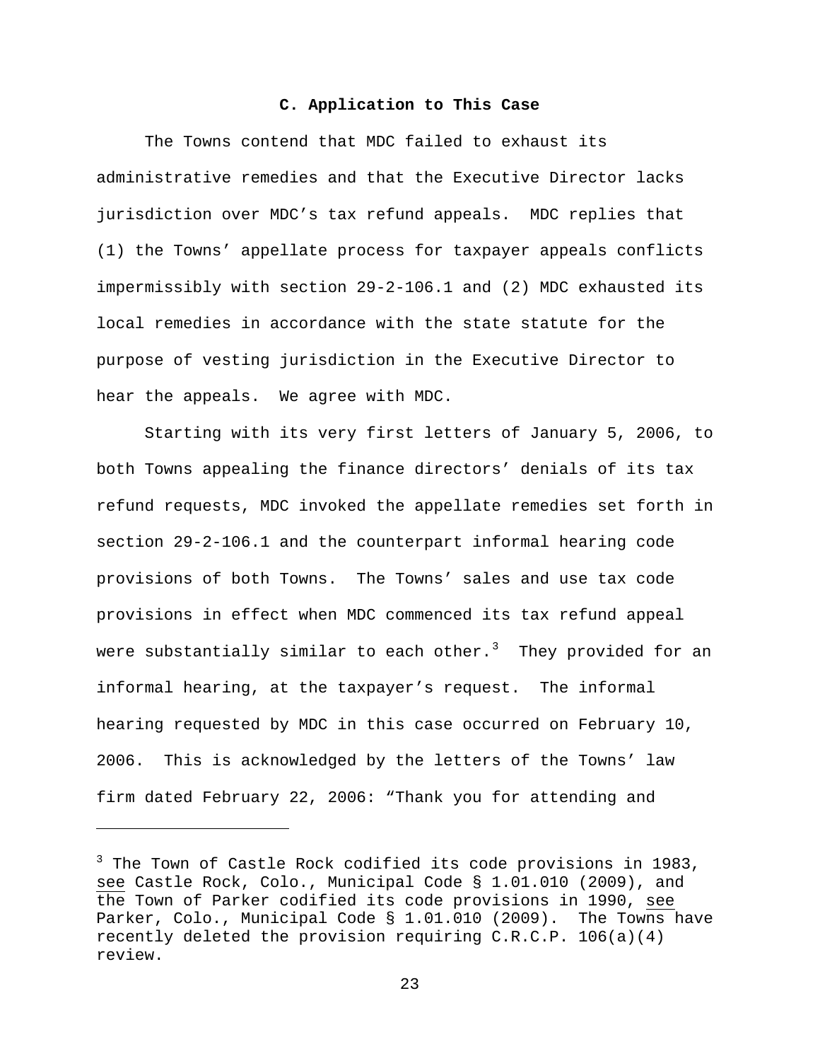### C. Application to This Case

The Towns contend that MDC failed to exhaust its administrative remedies and that the Executive Director lacks jurisdiction over MDC's tax refund appeals. MDC replies that (1) the Towns' appellate process for taxpayer appeals conflicts impermissibly with section 29-2-106.1 and (2) MDC exhausted its local remedies in accordance with the state statute for the purpose of vesting jurisdiction in the Executive Director to hear the appeals. We agree with MDC.

Starting with its very first letters of January 5, 2006, to both Towns appealing the finance directors' denials of its tax refund requests, MDC invoked the appellate remedies set forth in section 29-2-106.1 and the counterpart informal hearing code provisions of both Towns. The Towns' sales and use tax code provisions in effect when MDC commenced its tax refund appeal were substantially similar to each other.[3] They provided for an informal hearing, at the taxpayer's request. The informal hearing requested by MDC in this case occurred on February 10, 2006. This is acknowledged by the letters of the Towns' law firm dated February 22, 2006: "Thank you for attending and

---

[3] The Town of Castle Rock codified its code provisions in 1983, see Castle Rock, Colo., Municipal Code § 1.01.010 (2009), and the Town of Parker codified its code provisions in 1990, see Parker, Colo., Municipal Code § 1.01.010 (2009). The Towns have recently deleted the provision requiring C.R.C.P. 106(a)(4) review.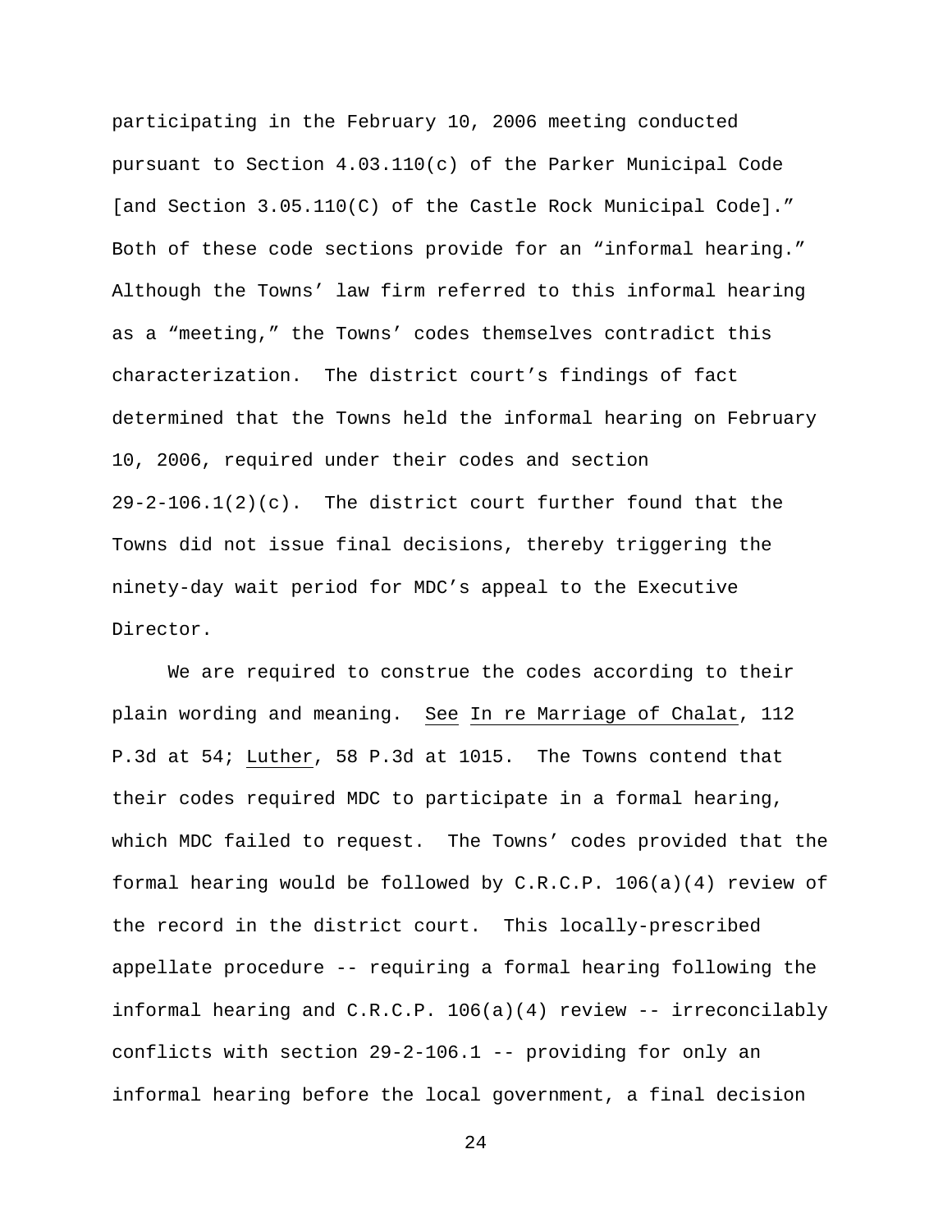participating in the February 10, 2006 meeting conducted pursuant to Section 4.03.110(c) of the Parker Municipal Code [and Section 3.05.110(C) of the Castle Rock Municipal Code].” Both of these code sections provide for an “informal hearing.” Although the Towns’ law firm referred to this informal hearing as a “meeting,” the Towns’ codes themselves contradict this characterization. The district court’s findings of fact determined that the Towns held the informal hearing on February 10, 2006, required under their codes and section 29-2-106.1(2)(c). The district court further found that the Towns did not issue final decisions, thereby triggering the ninety-day wait period for MDC’s appeal to the Executive Director.

We are required to construe the codes according to their plain wording and meaning. See In re Marriage of Chalat, 112 P.3d at 54; Luther, 58 P.3d at 1015. The Towns contend that their codes required MDC to participate in a formal hearing, which MDC failed to request. The Towns’ codes provided that the formal hearing would be followed by C.R.C.P. 106(a)(4) review of the record in the district court. This locally-prescribed appellate procedure -- requiring a formal hearing following the informal hearing and C.R.C.P. 106(a)(4) review -- irreconcilably conflicts with section 29-2-106.1 -- providing for only an informal hearing before the local government, a final decision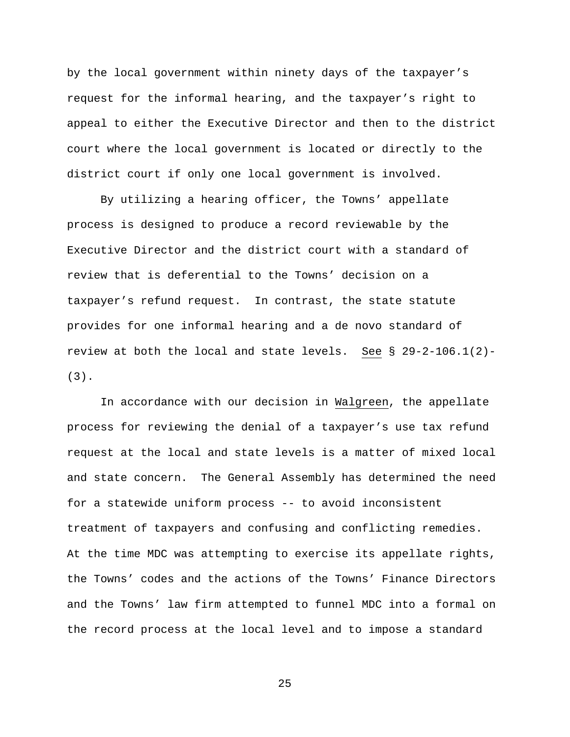by the local government within ninety days of the taxpayer's request for the informal hearing, and the taxpayer's right to appeal to either the Executive Director and then to the district court where the local government is located or directly to the district court if only one local government is involved.

By utilizing a hearing officer, the Towns' appellate process is designed to produce a record reviewable by the Executive Director and the district court with a standard of review that is deferential to the Towns' decision on a taxpayer's refund request. In contrast, the state statute provides for one informal hearing and a de novo standard of review at both the local and state levels. See § 29-2-106.1(2)-(3).

In accordance with our decision in Walgreen, the appellate process for reviewing the denial of a taxpayer's use tax refund request at the local and state levels is a matter of mixed local and state concern. The General Assembly has determined the need for a statewide uniform process -- to avoid inconsistent treatment of taxpayers and confusing and conflicting remedies. At the time MDC was attempting to exercise its appellate rights, the Towns' codes and the actions of the Towns' Finance Directors and the Towns' law firm attempted to funnel MDC into a formal on the record process at the local level and to impose a standard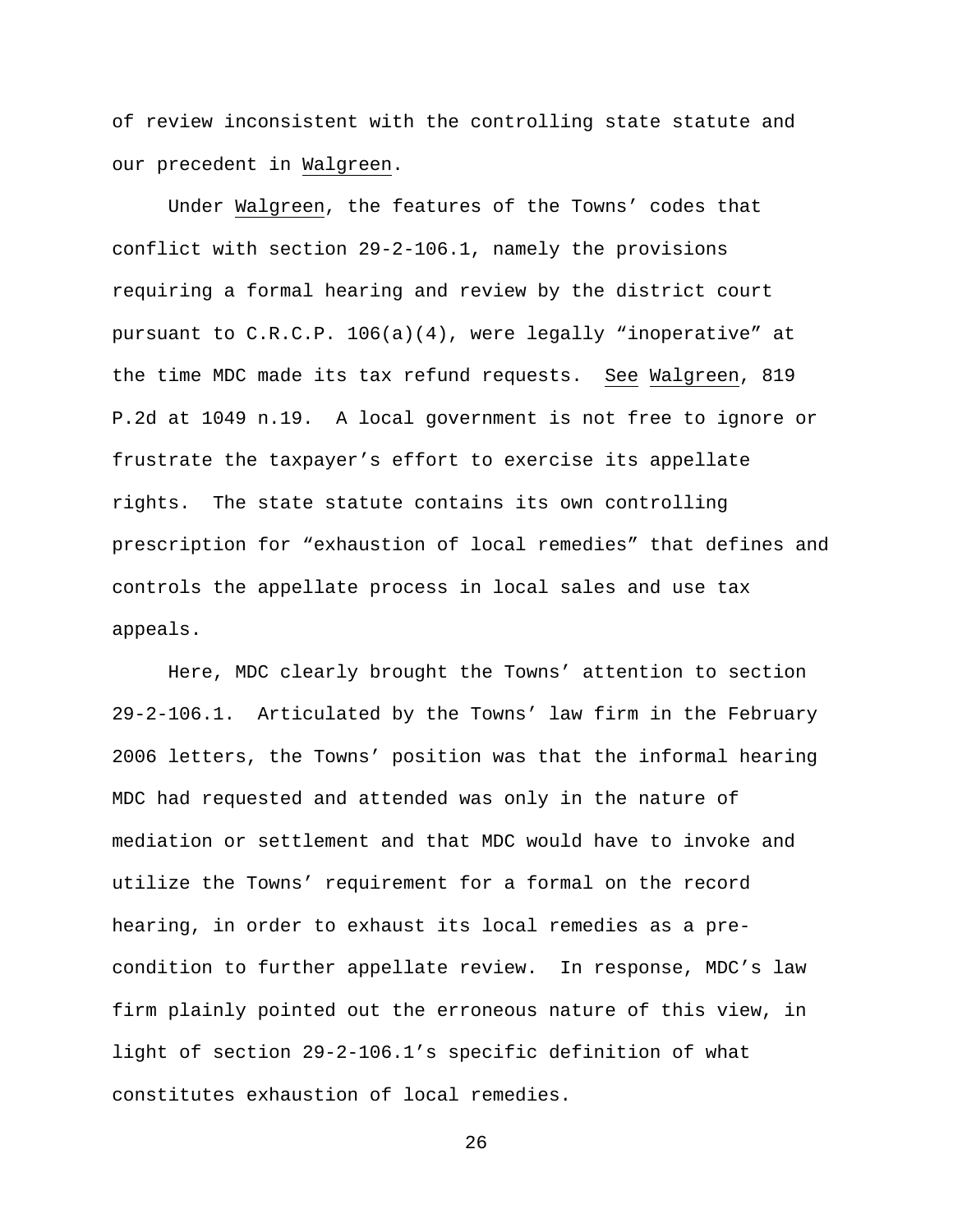of review inconsistent with the controlling state statute and our precedent in Walgreen.

Under Walgreen, the features of the Towns' codes that conflict with section 29-2-106.1, namely the provisions requiring a formal hearing and review by the district court pursuant to C.R.C.P. 106(a)(4), were legally "inoperative" at the time MDC made its tax refund requests. See Walgreen, 819 P.2d at 1049 n.19. A local government is not free to ignore or frustrate the taxpayer's effort to exercise its appellate rights. The state statute contains its own controlling prescription for "exhaustion of local remedies" that defines and controls the appellate process in local sales and use tax appeals.

Here, MDC clearly brought the Towns' attention to section 29-2-106.1. Articulated by the Towns' law firm in the February 2006 letters, the Towns' position was that the informal hearing MDC had requested and attended was only in the nature of mediation or settlement and that MDC would have to invoke and utilize the Towns' requirement for a formal on the record hearing, in order to exhaust its local remedies as a pre-condition to further appellate review. In response, MDC's law firm plainly pointed out the erroneous nature of this view, in light of section 29-2-106.1's specific definition of what constitutes exhaustion of local remedies.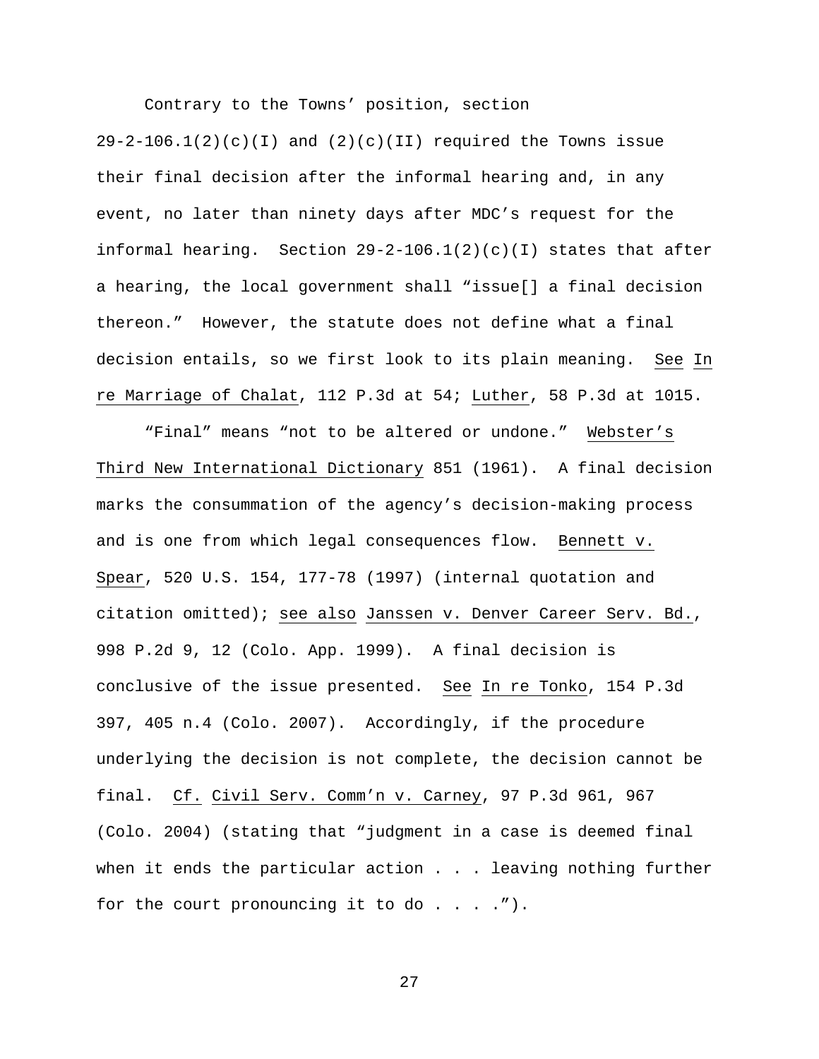Contrary to the Towns' position, section 29-2-106.1(2)(c)(I) and (2)(c)(II) required the Towns issue their final decision after the informal hearing and, in any event, no later than ninety days after MDC's request for the informal hearing. Section 29-2-106.1(2)(c)(I) states that after a hearing, the local government shall "issue[] a final decision thereon." However, the statute does not define what a final decision entails, so we first look to its plain meaning. See In re Marriage of Chalat, 112 P.3d at 54; Luther, 58 P.3d at 1015.

"Final" means "not to be altered or undone." Webster's Third New International Dictionary 851 (1961). A final decision marks the consummation of the agency's decision-making process and is one from which legal consequences flow. Bennett v. Spear, 520 U.S. 154, 177-78 (1997) (internal quotation and citation omitted); see also Janssen v. Denver Career Serv. Bd., 998 P.2d 9, 12 (Colo. App. 1999). A final decision is conclusive of the issue presented. See In re Tonko, 154 P.3d 397, 405 n.4 (Colo. 2007). Accordingly, if the procedure underlying the decision is not complete, the decision cannot be final. Cf. Civil Serv. Comm'n v. Carney, 97 P.3d 961, 967 (Colo. 2004) (stating that "judgment in a case is deemed final when it ends the particular action . . . leaving nothing further for the court pronouncing it to do . . . .").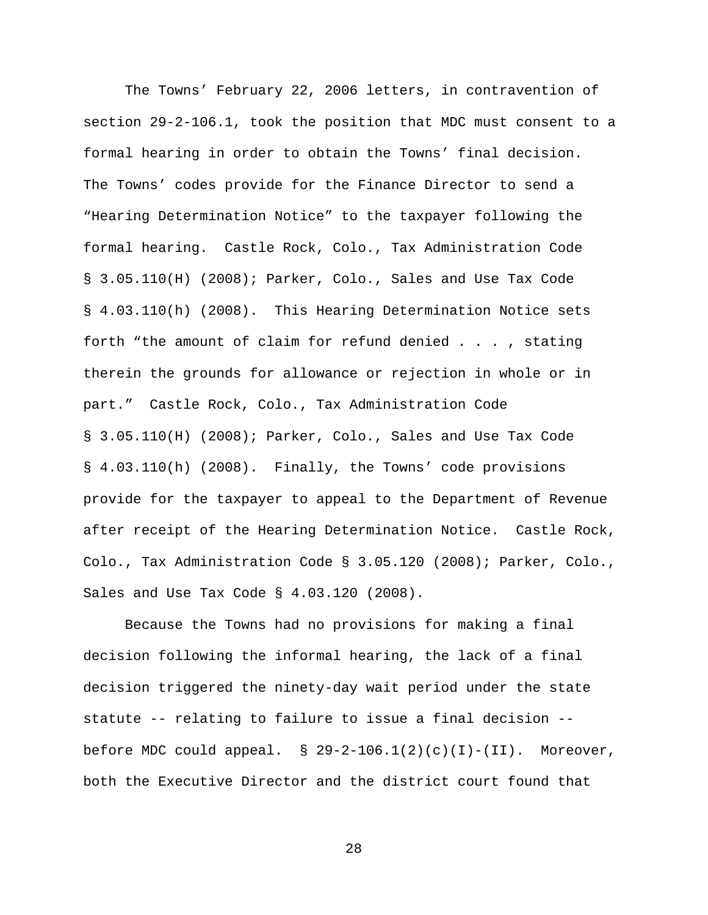The Towns' February 22, 2006 letters, in contravention of section 29-2-106.1, took the position that MDC must consent to a formal hearing in order to obtain the Towns' final decision. The Towns' codes provide for the Finance Director to send a "Hearing Determination Notice" to the taxpayer following the formal hearing. Castle Rock, Colo., Tax Administration Code § 3.05.110(H) (2008); Parker, Colo., Sales and Use Tax Code § 4.03.110(h) (2008). This Hearing Determination Notice sets forth "the amount of claim for refund denied . . . , stating therein the grounds for allowance or rejection in whole or in part." Castle Rock, Colo., Tax Administration Code § 3.05.110(H) (2008); Parker, Colo., Sales and Use Tax Code § 4.03.110(h) (2008). Finally, the Towns' code provisions provide for the taxpayer to appeal to the Department of Revenue after receipt of the Hearing Determination Notice. Castle Rock, Colo., Tax Administration Code § 3.05.120 (2008); Parker, Colo., Sales and Use Tax Code § 4.03.120 (2008).

Because the Towns had no provisions for making a final decision following the informal hearing, the lack of a final decision triggered the ninety-day wait period under the state statute -- relating to failure to issue a final decision -- before MDC could appeal. § 29-2-106.1(2)(c)(I)-(II). Moreover, both the Executive Director and the district court found that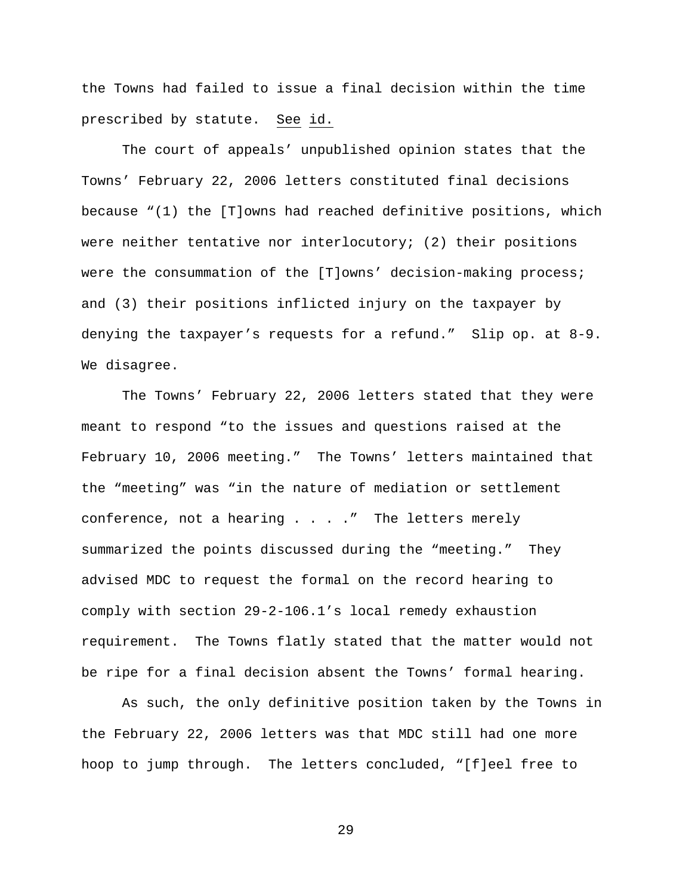the Towns had failed to issue a final decision within the time prescribed by statute. See id.

The court of appeals' unpublished opinion states that the Towns' February 22, 2006 letters constituted final decisions because "(1) the [T]owns had reached definitive positions, which were neither tentative nor interlocutory; (2) their positions were the consummation of the [T]owns' decision-making process; and (3) their positions inflicted injury on the taxpayer by denying the taxpayer's requests for a refund." Slip op. at 8-9. We disagree.

The Towns' February 22, 2006 letters stated that they were meant to respond "to the issues and questions raised at the February 10, 2006 meeting." The Towns' letters maintained that the "meeting" was "in the nature of mediation or settlement conference, not a hearing . . . ." The letters merely summarized the points discussed during the "meeting." They advised MDC to request the formal on the record hearing to comply with section 29-2-106.1's local remedy exhaustion requirement. The Towns flatly stated that the matter would not be ripe for a final decision absent the Towns' formal hearing.

As such, the only definitive position taken by the Towns in the February 22, 2006 letters was that MDC still had one more hoop to jump through. The letters concluded, "[f]eel free to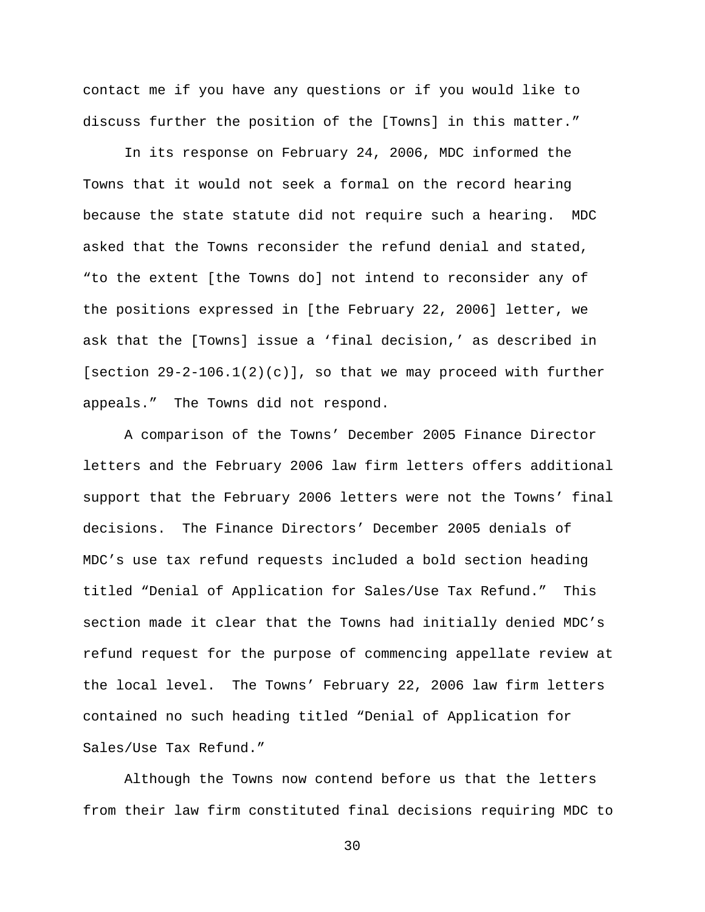contact me if you have any questions or if you would like to discuss further the position of the [Towns] in this matter."

In its response on February 24, 2006, MDC informed the Towns that it would not seek a formal on the record hearing because the state statute did not require such a hearing. MDC asked that the Towns reconsider the refund denial and stated, "to the extent [the Towns do] not intend to reconsider any of the positions expressed in [the February 22, 2006] letter, we ask that the [Towns] issue a 'final decision,' as described in [section 29-2-106.1(2)(c)], so that we may proceed with further appeals." The Towns did not respond.

A comparison of the Towns' December 2005 Finance Director letters and the February 2006 law firm letters offers additional support that the February 2006 letters were not the Towns' final decisions. The Finance Directors' December 2005 denials of MDC's use tax refund requests included a bold section heading titled "Denial of Application for Sales/Use Tax Refund." This section made it clear that the Towns had initially denied MDC's refund request for the purpose of commencing appellate review at the local level. The Towns' February 22, 2006 law firm letters contained no such heading titled "Denial of Application for Sales/Use Tax Refund."

Although the Towns now contend before us that the letters from their law firm constituted final decisions requiring MDC to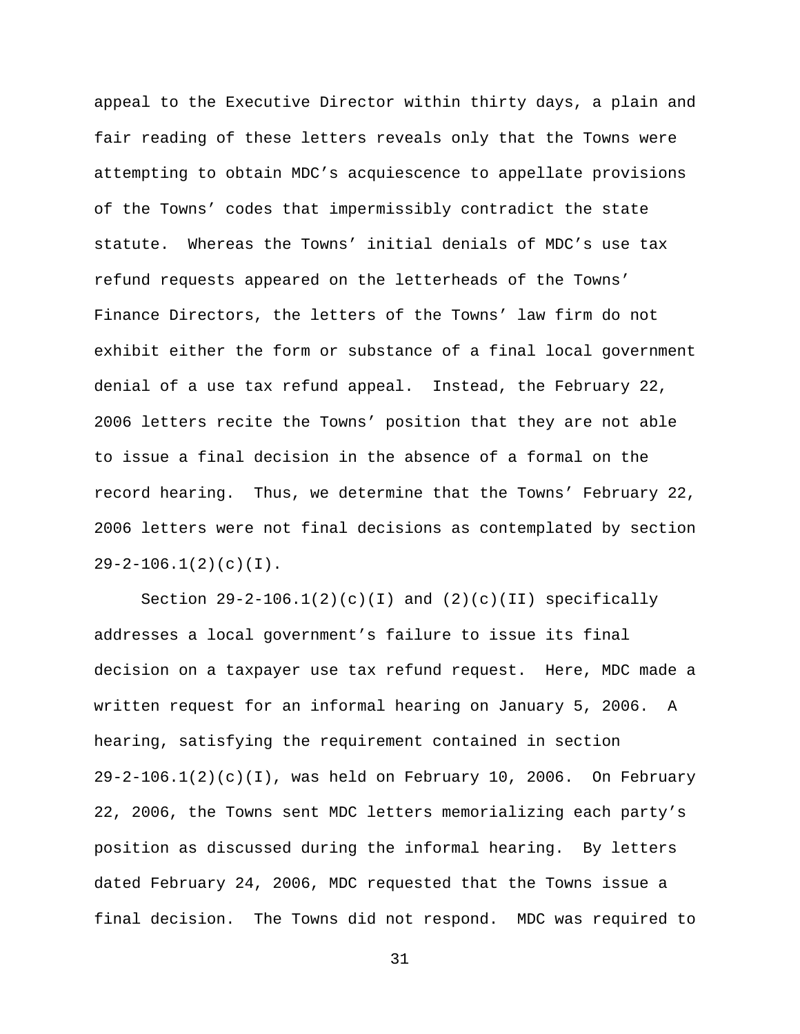appeal to the Executive Director within thirty days, a plain and fair reading of these letters reveals only that the Towns were attempting to obtain MDC's acquiescence to appellate provisions of the Towns' codes that impermissibly contradict the state statute. Whereas the Towns' initial denials of MDC's use tax refund requests appeared on the letterheads of the Towns' Finance Directors, the letters of the Towns' law firm do not exhibit either the form or substance of a final local government denial of a use tax refund appeal. Instead, the February 22, 2006 letters recite the Towns' position that they are not able to issue a final decision in the absence of a formal on the record hearing. Thus, we determine that the Towns' February 22, 2006 letters were not final decisions as contemplated by section 29-2-106.1(2)(c)(I).

Section 29-2-106.1(2)(c)(I) and (2)(c)(II) specifically addresses a local government's failure to issue its final decision on a taxpayer use tax refund request. Here, MDC made a written request for an informal hearing on January 5, 2006. A hearing, satisfying the requirement contained in section 29-2-106.1(2)(c)(I), was held on February 10, 2006. On February 22, 2006, the Towns sent MDC letters memorializing each party's position as discussed during the informal hearing. By letters dated February 24, 2006, MDC requested that the Towns issue a final decision. The Towns did not respond. MDC was required to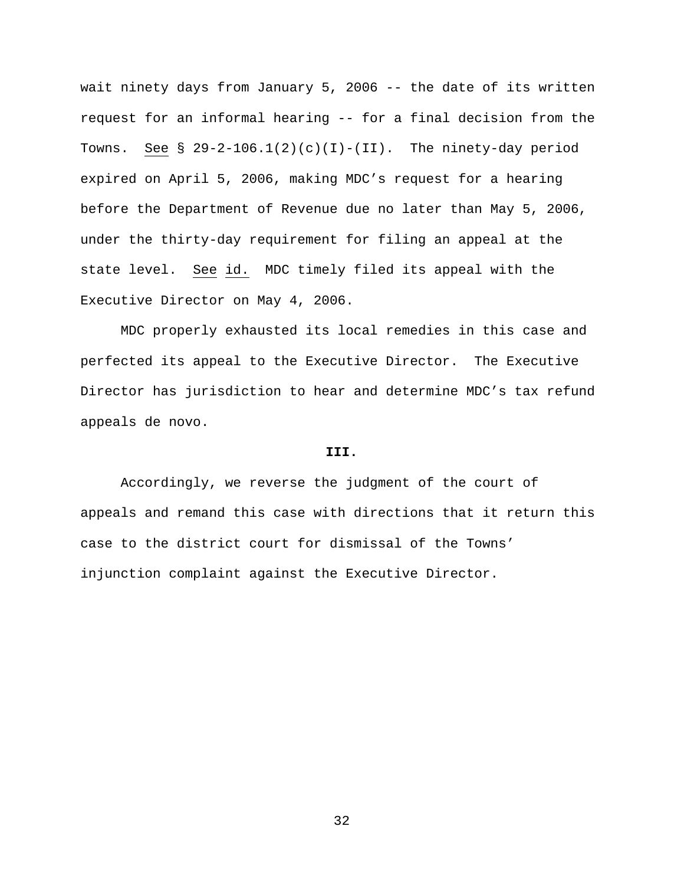wait ninety days from January 5, 2006 -- the date of its written request for an informal hearing -- for a final decision from the Towns. See § 29-2-106.1(2)(c)(I)-(II). The ninety-day period expired on April 5, 2006, making MDC's request for a hearing before the Department of Revenue due no later than May 5, 2006, under the thirty-day requirement for filing an appeal at the state level. See id. MDC timely filed its appeal with the Executive Director on May 4, 2006.

MDC properly exhausted its local remedies in this case and perfected its appeal to the Executive Director. The Executive Director has jurisdiction to hear and determine MDC's tax refund appeals de novo.

## III.

Accordingly, we reverse the judgment of the court of appeals and remand this case with directions that it return this case to the district court for dismissal of the Towns' injunction complaint against the Executive Director.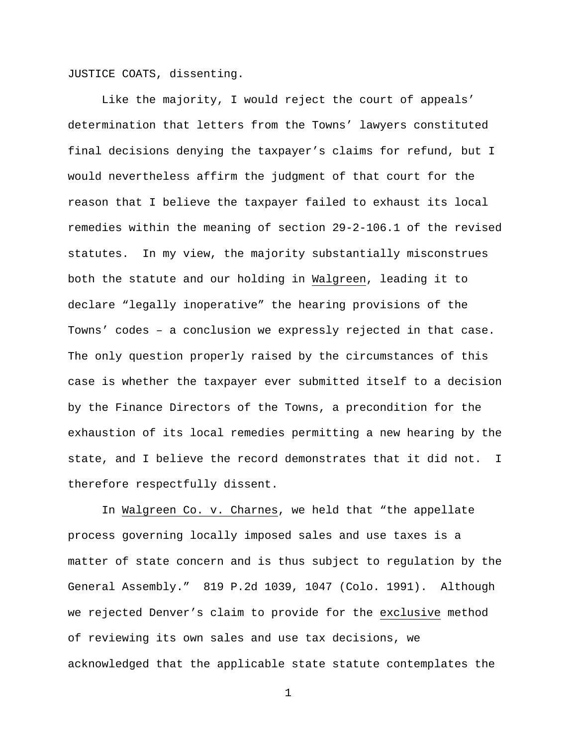JUSTICE COATS, dissenting.

Like the majority, I would reject the court of appeals' determination that letters from the Towns' lawyers constituted final decisions denying the taxpayer's claims for refund, but I would nevertheless affirm the judgment of that court for the reason that I believe the taxpayer failed to exhaust its local remedies within the meaning of section 29-2-106.1 of the revised statutes. In my view, the majority substantially misconstrues both the statute and our holding in Walgreen, leading it to declare "legally inoperative" the hearing provisions of the Towns' codes – a conclusion we expressly rejected in that case. The only question properly raised by the circumstances of this case is whether the taxpayer ever submitted itself to a decision by the Finance Directors of the Towns, a precondition for the exhaustion of its local remedies permitting a new hearing by the state, and I believe the record demonstrates that it did not. I therefore respectfully dissent.

In Walgreen Co. v. Charnes, we held that "the appellate process governing locally imposed sales and use taxes is a matter of state concern and is thus subject to regulation by the General Assembly." 819 P.2d 1039, 1047 (Colo. 1991). Although we rejected Denver's claim to provide for the exclusive method of reviewing its own sales and use tax decisions, we acknowledged that the applicable state statute contemplates the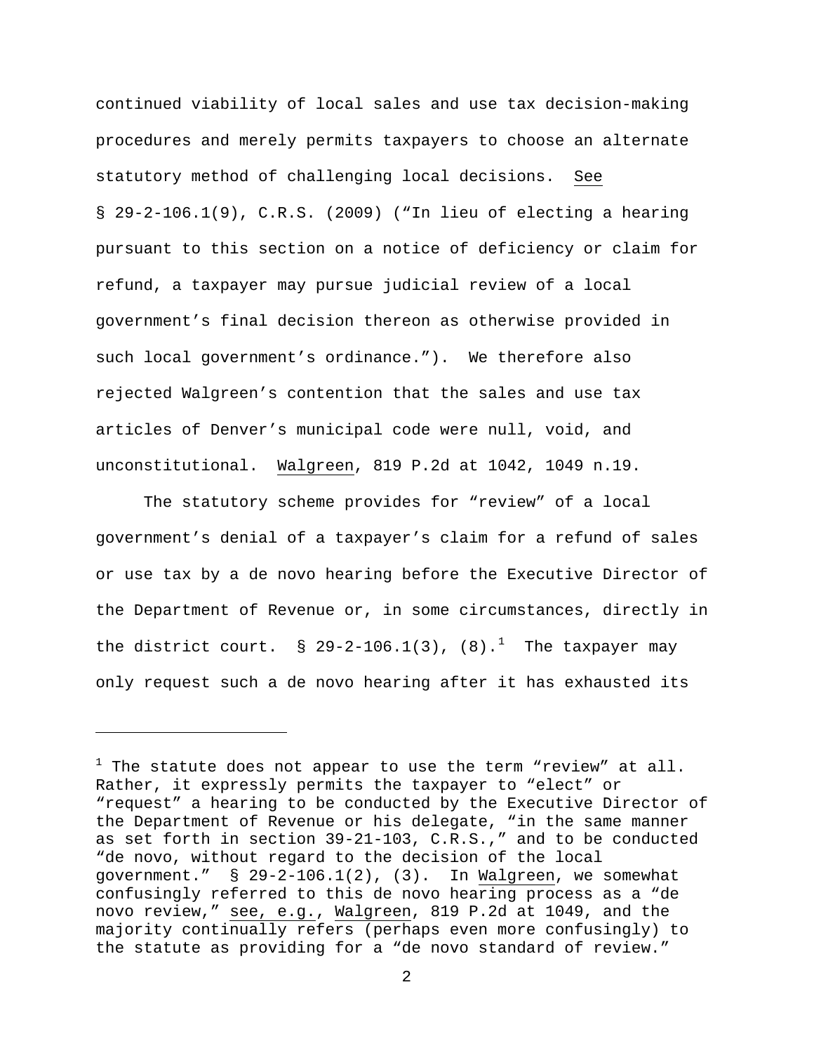continued viability of local sales and use tax decision-making procedures and merely permits taxpayers to choose an alternate statutory method of challenging local decisions. See § 29-2-106.1(9), C.R.S. (2009) ("In lieu of electing a hearing pursuant to this section on a notice of deficiency or claim for refund, a taxpayer may pursue judicial review of a local government's final decision thereon as otherwise provided in such local government's ordinance."). We therefore also rejected Walgreen's contention that the sales and use tax articles of Denver's municipal code were null, void, and unconstitutional. Walgreen, 819 P.2d at 1042, 1049 n.19.

The statutory scheme provides for "review" of a local government's denial of a taxpayer's claim for a refund of sales or use tax by a de novo hearing before the Executive Director of the Department of Revenue or, in some circumstances, directly in the district court. § 29-2-106.1(3), (8).[1] The taxpayer may only request such a de novo hearing after it has exhausted its

---

[1] The statute does not appear to use the term "review" at all. Rather, it expressly permits the taxpayer to "elect" or "request" a hearing to be conducted by the Executive Director of the Department of Revenue or his delegate, "in the same manner as set forth in section 39-21-103, C.R.S.," and to be conducted "de novo, without regard to the decision of the local government." § 29-2-106.1(2), (3). In Walgreen, we somewhat confusingly referred to this de novo hearing process as a "de novo review," see, e.g., Walgreen, 819 P.2d at 1049, and the majority continually refers (perhaps even more confusingly) to the statute as providing for a "de novo standard of review."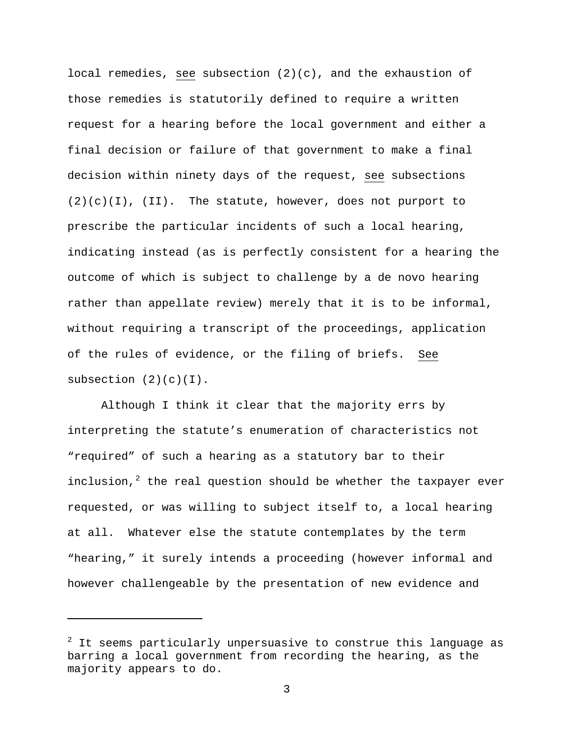local remedies, see subsection (2)(c), and the exhaustion of those remedies is statutorily defined to require a written request for a hearing before the local government and either a final decision or failure of that government to make a final decision within ninety days of the request, see subsections (2)(c)(I), (II). The statute, however, does not purport to prescribe the particular incidents of such a local hearing, indicating instead (as is perfectly consistent for a hearing the outcome of which is subject to challenge by a de novo hearing rather than appellate review) merely that it is to be informal, without requiring a transcript of the proceedings, application of the rules of evidence, or the filing of briefs. See subsection (2)(c)(I).

Although I think it clear that the majority errs by interpreting the statute's enumeration of characteristics not "required" of such a hearing as a statutory bar to their inclusion,[2] the real question should be whether the taxpayer ever requested, or was willing to subject itself to, a local hearing at all. Whatever else the statute contemplates by the term "hearing," it surely intends a proceeding (however informal and however challengeable by the presentation of new evidence and

---

[2] It seems particularly unpersuasive to construe this language as barring a local government from recording the hearing, as the majority appears to do.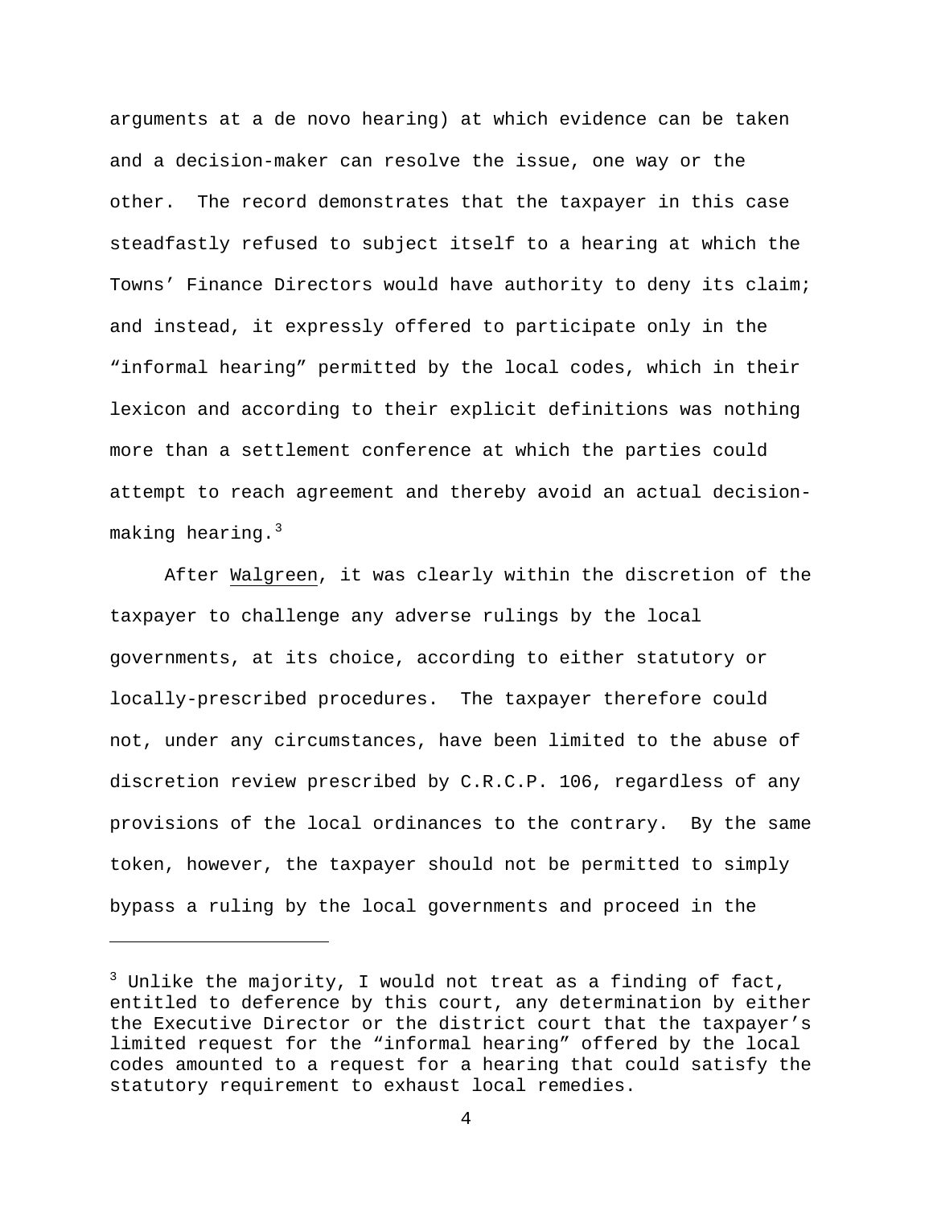arguments at a de novo hearing) at which evidence can be taken and a decision-maker can resolve the issue, one way or the other. The record demonstrates that the taxpayer in this case steadfastly refused to subject itself to a hearing at which the Towns' Finance Directors would have authority to deny its claim; and instead, it expressly offered to participate only in the "informal hearing" permitted by the local codes, which in their lexicon and according to their explicit definitions was nothing more than a settlement conference at which the parties could attempt to reach agreement and thereby avoid an actual decision-making hearing.[3]

After Walgreen, it was clearly within the discretion of the taxpayer to challenge any adverse rulings by the local governments, at its choice, according to either statutory or locally-prescribed procedures. The taxpayer therefore could not, under any circumstances, have been limited to the abuse of discretion review prescribed by C.R.C.P. 106, regardless of any provisions of the local ordinances to the contrary. By the same token, however, the taxpayer should not be permitted to simply bypass a ruling by the local governments and proceed in the

---

[3] Unlike the majority, I would not treat as a finding of fact, entitled to deference by this court, any determination by either the Executive Director or the district court that the taxpayer's limited request for the "informal hearing" offered by the local codes amounted to a request for a hearing that could satisfy the statutory requirement to exhaust local remedies.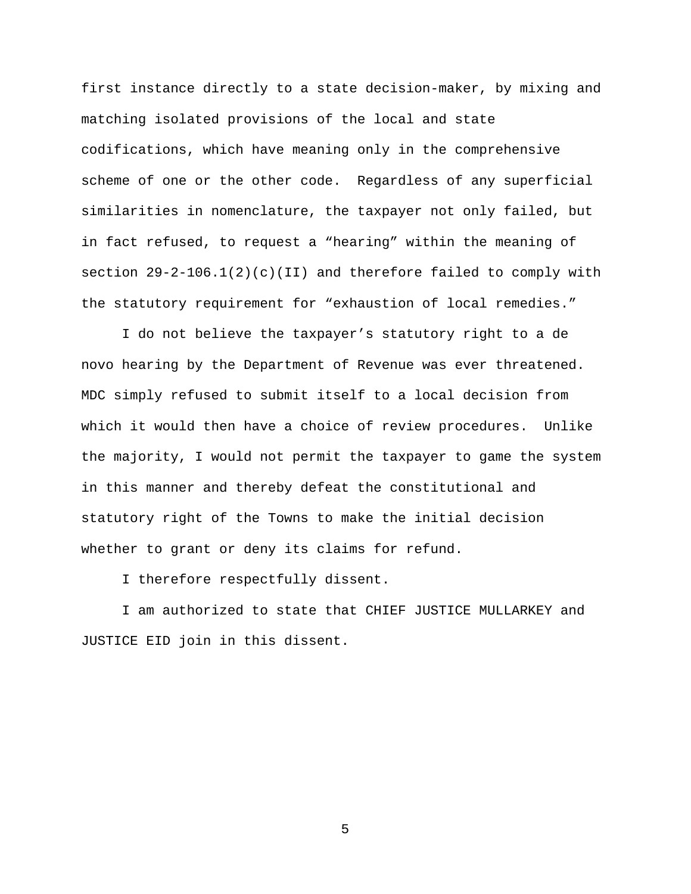first instance directly to a state decision-maker, by mixing and matching isolated provisions of the local and state codifications, which have meaning only in the comprehensive scheme of one or the other code. Regardless of any superficial similarities in nomenclature, the taxpayer not only failed, but in fact refused, to request a "hearing" within the meaning of section 29-2-106.1(2)(c)(II) and therefore failed to comply with the statutory requirement for "exhaustion of local remedies."

I do not believe the taxpayer's statutory right to a de novo hearing by the Department of Revenue was ever threatened. MDC simply refused to submit itself to a local decision from which it would then have a choice of review procedures. Unlike the majority, I would not permit the taxpayer to game the system in this manner and thereby defeat the constitutional and statutory right of the Towns to make the initial decision whether to grant or deny its claims for refund.

I therefore respectfully dissent.

I am authorized to state that CHIEF JUSTICE MULLARKEY and JUSTICE EID join in this dissent.